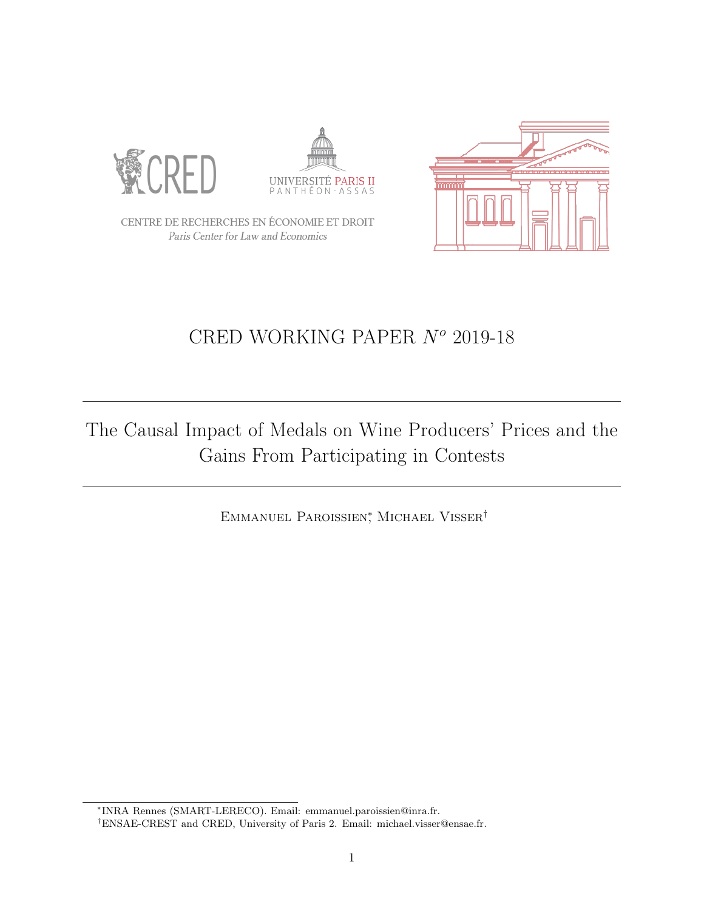CENTRE DE RECHERCHES EN ÉCONOMIE ET DROIT
*Paris Center for Law and Economics*

# CRED WORKING PAPER $N^o$ 2019-18

---

## The Causal Impact of Medals on Wine Producers' Prices and the Gains From Participating in Contests

---

Emmanuel Paroissien[*], Michael Visser[†]

[*] INRA Rennes (SMART-LERECO). Email: emmanuel.paroissien@inra.fr.

[†] ENSAE-CREST and CRED, University of Paris 2. Email: michael.visser@ensae.fr.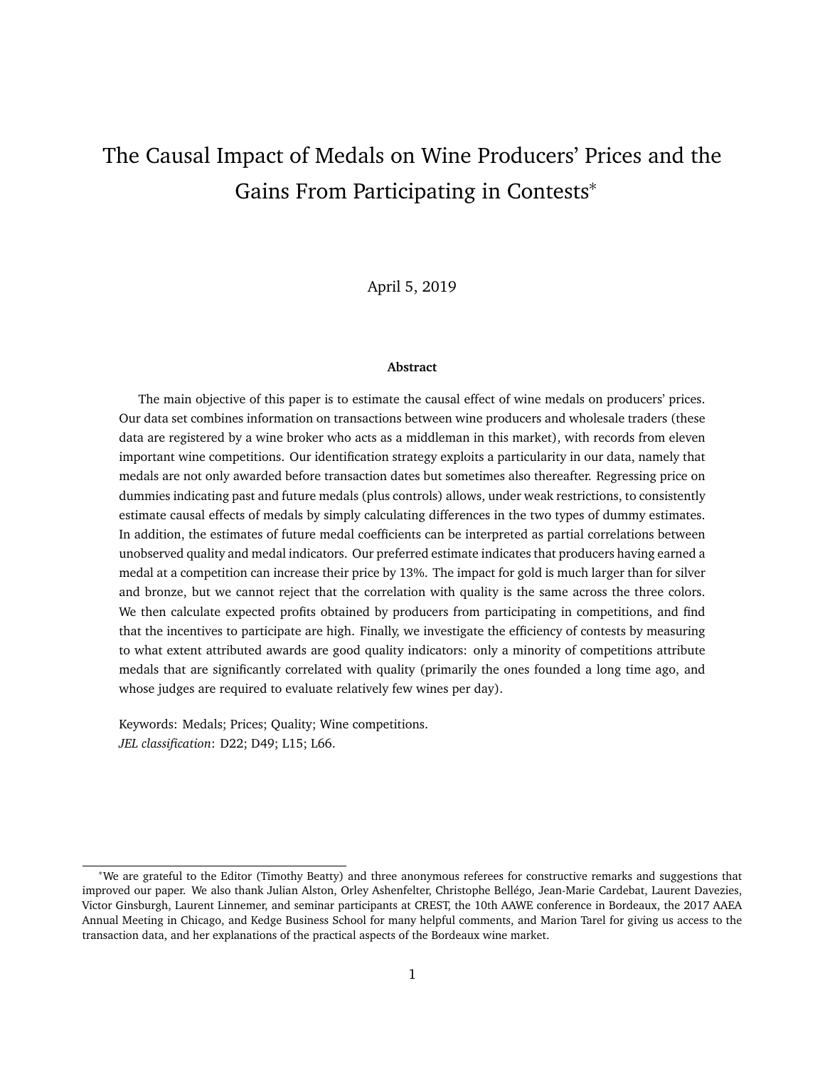# The Causal Impact of Medals on Wine Producers' Prices and the Gains From Participating in Contests*

April 5, 2019

**Abstract**

The main objective of this paper is to estimate the causal effect of wine medals on producers' prices. Our data set combines information on transactions between wine producers and wholesale traders (these data are registered by a wine broker who acts as a middleman in this market), with records from eleven important wine competitions. Our identification strategy exploits a particularity in our data, namely that medals are not only awarded before transaction dates but sometimes also thereafter. Regressing price on dummies indicating past and future medals (plus controls) allows, under weak restrictions, to consistently estimate causal effects of medals by simply calculating differences in the two types of dummy estimates. In addition, the estimates of future medal coefficients can be interpreted as partial correlations between unobserved quality and medal indicators. Our preferred estimate indicates that producers having earned a medal at a competition can increase their price by 13%. The impact for gold is much larger than for silver and bronze, but we cannot reject that the correlation with quality is the same across the three colors. We then calculate expected profits obtained by producers from participating in competitions, and find that the incentives to participate are high. Finally, we investigate the efficiency of contests by measuring to what extent attributed awards are good quality indicators: only a minority of competitions attribute medals that are significantly correlated with quality (primarily the ones founded a long time ago, and whose judges are required to evaluate relatively few wines per day).

Keywords: Medals; Prices; Quality; Wine competitions.
*JEL classification*: D22; D49; L15; L66.

---

*We are grateful to the Editor (Timothy Beatty) and three anonymous referees for constructive remarks and suggestions that improved our paper. We also thank Julian Alston, Orley Ashenfelter, Christophe Bellégo, Jean-Marie Cardebat, Laurent Davezies, Victor Ginsburgh, Laurent Linnemer, and seminar participants at CREST, the 10th AAWE conference in Bordeaux, the 2017 AAEA Annual Meeting in Chicago, and Kedge Business School for many helpful comments, and Marion Tarel for giving us access to the transaction data, and her explanations of the practical aspects of the Bordeaux wine market.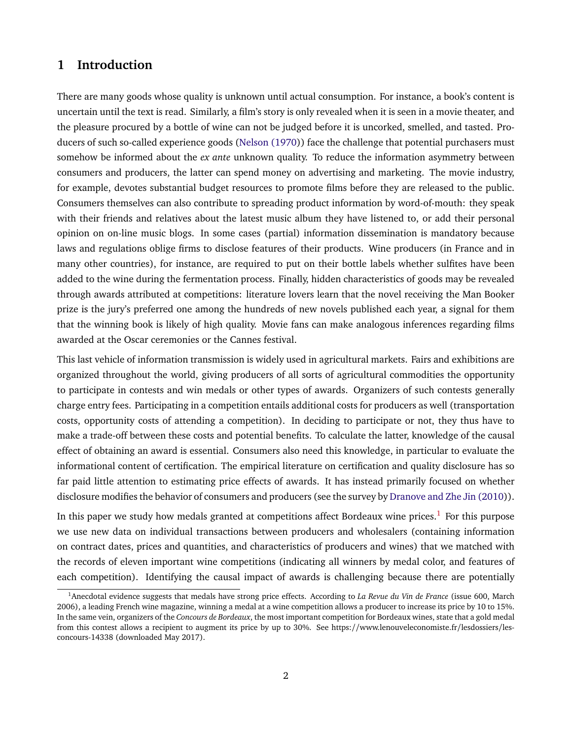# 1 Introduction

There are many goods whose quality is unknown until actual consumption. For instance, a book's content is uncertain until the text is read. Similarly, a film's story is only revealed when it is seen in a movie theater, and the pleasure procured by a bottle of wine can not be judged before it is uncorked, smelled, and tasted. Producers of such so-called experience goods (Nelson (1970)) face the challenge that potential purchasers must somehow be informed about the *ex ante* unknown quality. To reduce the information asymmetry between consumers and producers, the latter can spend money on advertising and marketing. The movie industry, for example, devotes substantial budget resources to promote films before they are released to the public. Consumers themselves can also contribute to spreading product information by word-of-mouth: they speak with their friends and relatives about the latest music album they have listened to, or add their personal opinion on on-line music blogs. In some cases (partial) information dissemination is mandatory because laws and regulations oblige firms to disclose features of their products. Wine producers (in France and in many other countries), for instance, are required to put on their bottle labels whether sulfites have been added to the wine during the fermentation process. Finally, hidden characteristics of goods may be revealed through awards attributed at competitions: literature lovers learn that the novel receiving the Man Booker prize is the jury's preferred one among the hundreds of new novels published each year, a signal for them that the winning book is likely of high quality. Movie fans can make analogous inferences regarding films awarded at the Oscar ceremonies or the Cannes festival.

This last vehicle of information transmission is widely used in agricultural markets. Fairs and exhibitions are organized throughout the world, giving producers of all sorts of agricultural commodities the opportunity to participate in contests and win medals or other types of awards. Organizers of such contests generally charge entry fees. Participating in a competition entails additional costs for producers as well (transportation costs, opportunity costs of attending a competition). In deciding to participate or not, they thus have to make a trade-off between these costs and potential benefits. To calculate the latter, knowledge of the causal effect of obtaining an award is essential. Consumers also need this knowledge, in particular to evaluate the informational content of certification. The empirical literature on certification and quality disclosure has so far paid little attention to estimating price effects of awards. It has instead primarily focused on whether disclosure modifies the behavior of consumers and producers (see the survey by Dranove and Zhe Jin (2010)).

In this paper we study how medals granted at competitions affect Bordeaux wine prices.[1] For this purpose we use new data on individual transactions between producers and wholesalers (containing information on contract dates, prices and quantities, and characteristics of producers and wines) that we matched with the records of eleven important wine competitions (indicating all winners by medal color, and features of each competition). Identifying the causal impact of awards is challenging because there are potentially

[1] Anecdotal evidence suggests that medals have strong price effects. According to *La Revue du Vin de France* (issue 600, March 2006), a leading French wine magazine, winning a medal at a wine competition allows a producer to increase its price by 10 to 15%. In the same vein, organizers of the *Concours de Bordeaux*, the most important competition for Bordeaux wines, state that a gold medal from this contest allows a recipient to augment its price by up to 30%. See https://www.lenouveleconomiste.fr/lesdossiers/les-concours-14338 (downloaded May 2017).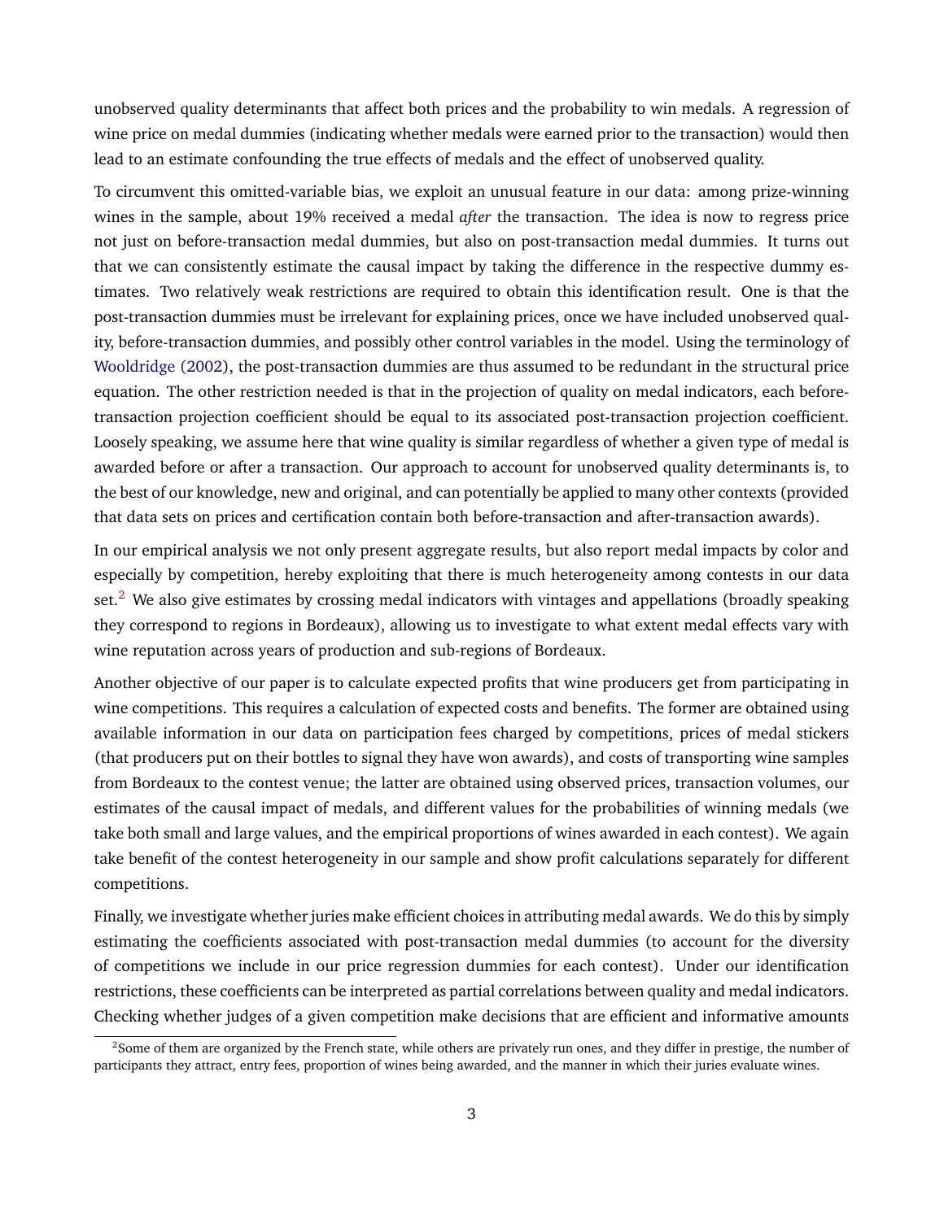unobserved quality determinants that affect both prices and the probability to win medals. A regression of wine price on medal dummies (indicating whether medals were earned prior to the transaction) would then lead to an estimate confounding the true effects of medals and the effect of unobserved quality.

To circumvent this omitted-variable bias, we exploit an unusual feature in our data: among prize-winning wines in the sample, about 19% received a medal *after* the transaction. The idea is now to regress price not just on before-transaction medal dummies, but also on post-transaction medal dummies. It turns out that we can consistently estimate the causal impact by taking the difference in the respective dummy estimates. Two relatively weak restrictions are required to obtain this identification result. One is that the post-transaction dummies must be irrelevant for explaining prices, once we have included unobserved quality, before-transaction dummies, and possibly other control variables in the model. Using the terminology of Wooldridge (2002), the post-transaction dummies are thus assumed to be redundant in the structural price equation. The other restriction needed is that in the projection of quality on medal indicators, each before-transaction projection coefficient should be equal to its associated post-transaction projection coefficient. Loosely speaking, we assume here that wine quality is similar regardless of whether a given type of medal is awarded before or after a transaction. Our approach to account for unobserved quality determinants is, to the best of our knowledge, new and original, and can potentially be applied to many other contexts (provided that data sets on prices and certification contain both before-transaction and after-transaction awards).

In our empirical analysis we not only present aggregate results, but also report medal impacts by color and especially by competition, hereby exploiting that there is much heterogeneity among contests in our data set.[2] We also give estimates by crossing medal indicators with vintages and appellations (broadly speaking they correspond to regions in Bordeaux), allowing us to investigate to what extent medal effects vary with wine reputation across years of production and sub-regions of Bordeaux.

Another objective of our paper is to calculate expected profits that wine producers get from participating in wine competitions. This requires a calculation of expected costs and benefits. The former are obtained using available information in our data on participation fees charged by competitions, prices of medal stickers (that producers put on their bottles to signal they have won awards), and costs of transporting wine samples from Bordeaux to the contest venue; the latter are obtained using observed prices, transaction volumes, our estimates of the causal impact of medals, and different values for the probabilities of winning medals (we take both small and large values, and the empirical proportions of wines awarded in each contest). We again take benefit of the contest heterogeneity in our sample and show profit calculations separately for different competitions.

Finally, we investigate whether juries make efficient choices in attributing medal awards. We do this by simply estimating the coefficients associated with post-transaction medal dummies (to account for the diversity of competitions we include in our price regression dummies for each contest). Under our identification restrictions, these coefficients can be interpreted as partial correlations between quality and medal indicators. Checking whether judges of a given competition make decisions that are efficient and informative amounts

[2] Some of them are organized by the French state, while others are privately run ones, and they differ in prestige, the number of participants they attract, entry fees, proportion of wines being awarded, and the manner in which their juries evaluate wines.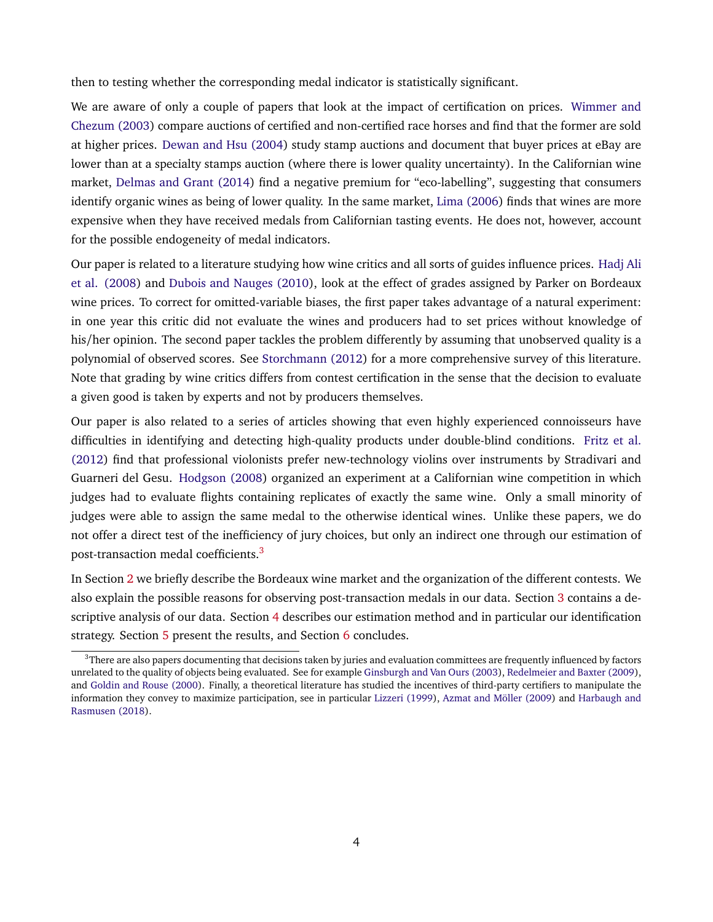then to testing whether the corresponding medal indicator is statistically significant.

We are aware of only a couple of papers that look at the impact of certification on prices. Wimmer and Chezum (2003) compare auctions of certified and non-certified race horses and find that the former are sold at higher prices. Dewan and Hsu (2004) study stamp auctions and document that buyer prices at eBay are lower than at a specialty stamps auction (where there is lower quality uncertainty). In the Californian wine market, Delmas and Grant (2014) find a negative premium for "eco-labelling", suggesting that consumers identify organic wines as being of lower quality. In the same market, Lima (2006) finds that wines are more expensive when they have received medals from Californian tasting events. He does not, however, account for the possible endogeneity of medal indicators.

Our paper is related to a literature studying how wine critics and all sorts of guides influence prices. Hadj Ali et al. (2008) and Dubois and Nauges (2010), look at the effect of grades assigned by Parker on Bordeaux wine prices. To correct for omitted-variable biases, the first paper takes advantage of a natural experiment: in one year this critic did not evaluate the wines and producers had to set prices without knowledge of his/her opinion. The second paper tackles the problem differently by assuming that unobserved quality is a polynomial of observed scores. See Storchmann (2012) for a more comprehensive survey of this literature. Note that grading by wine critics differs from contest certification in the sense that the decision to evaluate a given good is taken by experts and not by producers themselves.

Our paper is also related to a series of articles showing that even highly experienced connoisseurs have difficulties in identifying and detecting high-quality products under double-blind conditions. Fritz et al. (2012) find that professional violonists prefer new-technology violins over instruments by Stradivari and Guarneri del Gesu. Hodgson (2008) organized an experiment at a Californian wine competition in which judges had to evaluate flights containing replicates of exactly the same wine. Only a small minority of judges were able to assign the same medal to the otherwise identical wines. Unlike these papers, we do not offer a direct test of the inefficiency of jury choices, but only an indirect one through our estimation of post-transaction medal coefficients.[3]

In Section 2 we briefly describe the Bordeaux wine market and the organization of the different contests. We also explain the possible reasons for observing post-transaction medals in our data. Section 3 contains a descriptive analysis of our data. Section 4 describes our estimation method and in particular our identification strategy. Section 5 present the results, and Section 6 concludes.

[3]There are also papers documenting that decisions taken by juries and evaluation committees are frequently influenced by factors unrelated to the quality of objects being evaluated. See for example Ginsburgh and Van Ours (2003), Redelmeier and Baxter (2009), and Goldin and Rouse (2000). Finally, a theoretical literature has studied the incentives of third-party certifiers to manipulate the information they convey to maximize participation, see in particular Lizzeri (1999), Azmat and Möller (2009) and Harbaugh and Rasmusen (2018).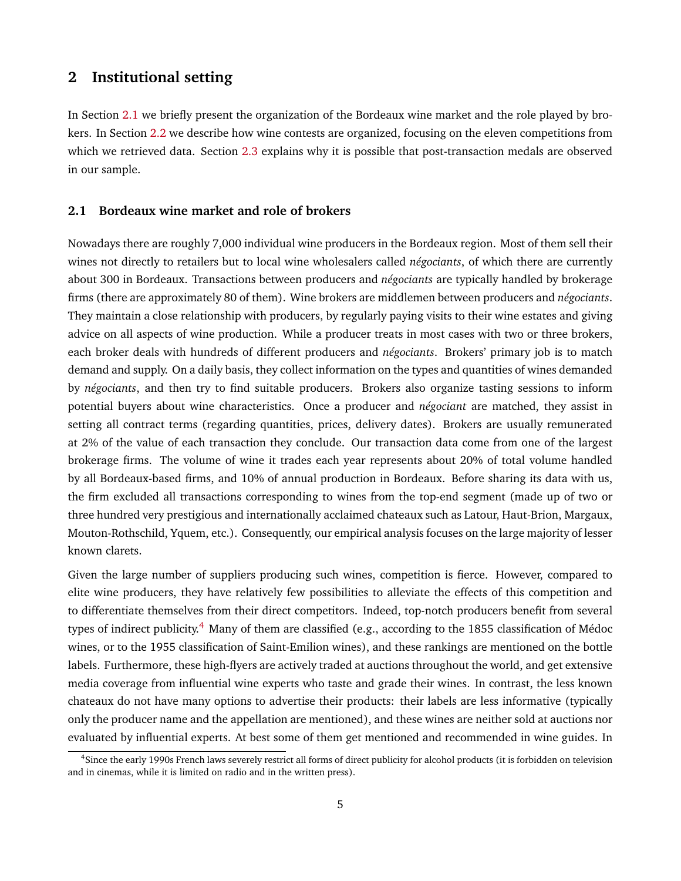## 2 Institutional setting

In Section 2.1 we briefly present the organization of the Bordeaux wine market and the role played by brokers. In Section 2.2 we describe how wine contests are organized, focusing on the eleven competitions from which we retrieved data. Section 2.3 explains why it is possible that post-transaction medals are observed in our sample.

### 2.1 Bordeaux wine market and role of brokers

Nowadays there are roughly 7,000 individual wine producers in the Bordeaux region. Most of them sell their wines not directly to retailers but to local wine wholesalers called *négociants*, of which there are currently about 300 in Bordeaux. Transactions between producers and *négociants* are typically handled by brokerage firms (there are approximately 80 of them). Wine brokers are middlemen between producers and *négociants*. They maintain a close relationship with producers, by regularly paying visits to their wine estates and giving advice on all aspects of wine production. While a producer treats in most cases with two or three brokers, each broker deals with hundreds of different producers and *négociants*. Brokers' primary job is to match demand and supply. On a daily basis, they collect information on the types and quantities of wines demanded by *négociants*, and then try to find suitable producers. Brokers also organize tasting sessions to inform potential buyers about wine characteristics. Once a producer and *négociant* are matched, they assist in setting all contract terms (regarding quantities, prices, delivery dates). Brokers are usually remunerated at 2% of the value of each transaction they conclude. Our transaction data come from one of the largest brokerage firms. The volume of wine it trades each year represents about 20% of total volume handled by all Bordeaux-based firms, and 10% of annual production in Bordeaux. Before sharing its data with us, the firm excluded all transactions corresponding to wines from the top-end segment (made up of two or three hundred very prestigious and internationally acclaimed chateaux such as Latour, Haut-Brion, Margaux, Mouton-Rothschild, Yquem, etc.). Consequently, our empirical analysis focuses on the large majority of lesser known clarets.

Given the large number of suppliers producing such wines, competition is fierce. However, compared to elite wine producers, they have relatively few possibilities to alleviate the effects of this competition and to differentiate themselves from their direct competitors. Indeed, top-notch producers benefit from several types of indirect publicity.[4] Many of them are classified (e.g., according to the 1855 classification of Médoc wines, or to the 1955 classification of Saint-Emilion wines), and these rankings are mentioned on the bottle labels. Furthermore, these high-flyers are actively traded at auctions throughout the world, and get extensive media coverage from influential wine experts who taste and grade their wines. In contrast, the less known chateaux do not have many options to advertise their products: their labels are less informative (typically only the producer name and the appellation are mentioned), and these wines are neither sold at auctions nor evaluated by influential experts. At best some of them get mentioned and recommended in wine guides. In

[4] Since the early 1990s French laws severely restrict all forms of direct publicity for alcohol products (it is forbidden on television and in cinemas, while it is limited on radio and in the written press).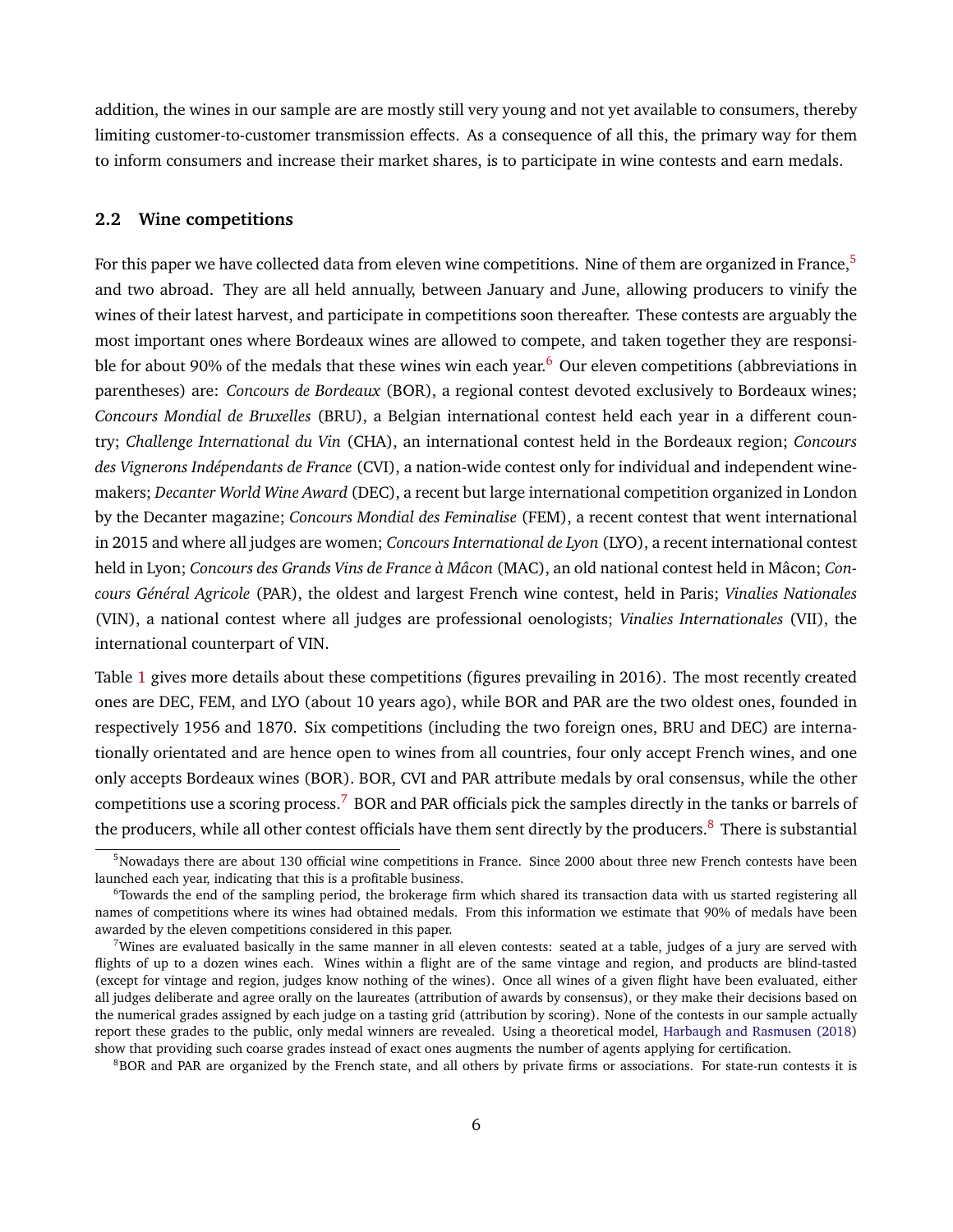addition, the wines in our sample are are mostly still very young and not yet available to consumers, thereby limiting customer-to-customer transmission effects. As a consequence of all this, the primary way for them to inform consumers and increase their market shares, is to participate in wine contests and earn medals.

### 2.2 Wine competitions

For this paper we have collected data from eleven wine competitions. Nine of them are organized in France,[5] and two abroad. They are all held annually, between January and June, allowing producers to vinify the wines of their latest harvest, and participate in competitions soon thereafter. These contests are arguably the most important ones where Bordeaux wines are allowed to compete, and taken together they are responsible for about 90% of the medals that these wines win each year.[6] Our eleven competitions (abbreviations in parentheses) are: *Concours de Bordeaux* (BOR), a regional contest devoted exclusively to Bordeaux wines; *Concours Mondial de Bruxelles* (BRU), a Belgian international contest held each year in a different country; *Challenge International du Vin* (CHA), an international contest held in the Bordeaux region; *Concours des Vignerons Indépendants de France* (CVI), a nation-wide contest only for individual and independent winemakers; *Decanter World Wine Award* (DEC), a recent but large international competition organized in London by the Decanter magazine; *Concours Mondial des Feminalise* (FEM), a recent contest that went international in 2015 and where all judges are women; *Concours International de Lyon* (LYO), a recent international contest held in Lyon; *Concours des Grands Vins de France à Mâcon* (MAC), an old national contest held in Mâcon; *Concours Général Agricole* (PAR), the oldest and largest French wine contest, held in Paris; *Vinalies Nationales* (VIN), a national contest where all judges are professional oenologists; *Vinalies Internationales* (VII), the international counterpart of VIN.

Table 1 gives more details about these competitions (figures prevailing in 2016). The most recently created ones are DEC, FEM, and LYO (about 10 years ago), while BOR and PAR are the two oldest ones, founded in respectively 1956 and 1870. Six competitions (including the two foreign ones, BRU and DEC) are internationally orientated and are hence open to wines from all countries, four only accept French wines, and one only accepts Bordeaux wines (BOR). BOR, CVI and PAR attribute medals by oral consensus, while the other competitions use a scoring process.[7] BOR and PAR officials pick the samples directly in the tanks or barrels of the producers, while all other contest officials have them sent directly by the producers.[8] There is substantial

[5] Nowadays there are about 130 official wine competitions in France. Since 2000 about three new French contests have been launched each year, indicating that this is a profitable business.

[6] Towards the end of the sampling period, the brokerage firm which shared its transaction data with us started registering all names of competitions where its wines had obtained medals. From this information we estimate that 90% of medals have been awarded by the eleven competitions considered in this paper.

[7] Wines are evaluated basically in the same manner in all eleven contests: seated at a table, judges of a jury are served with flights of up to a dozen wines each. Wines within a flight are of the same vintage and region, and products are blind-tasted (except for vintage and region, judges know nothing of the wines). Once all wines of a given flight have been evaluated, either all judges deliberate and agree orally on the laureates (attribution of awards by consensus), or they make their decisions based on the numerical grades assigned by each judge on a tasting grid (attribution by scoring). None of the contests in our sample actually report these grades to the public, only medal winners are revealed. Using a theoretical model, Harbaugh and Rasmusen (2018) show that providing such coarse grades instead of exact ones augments the number of agents applying for certification.

[8] BOR and PAR are organized by the French state, and all others by private firms or associations. For state-run contests it is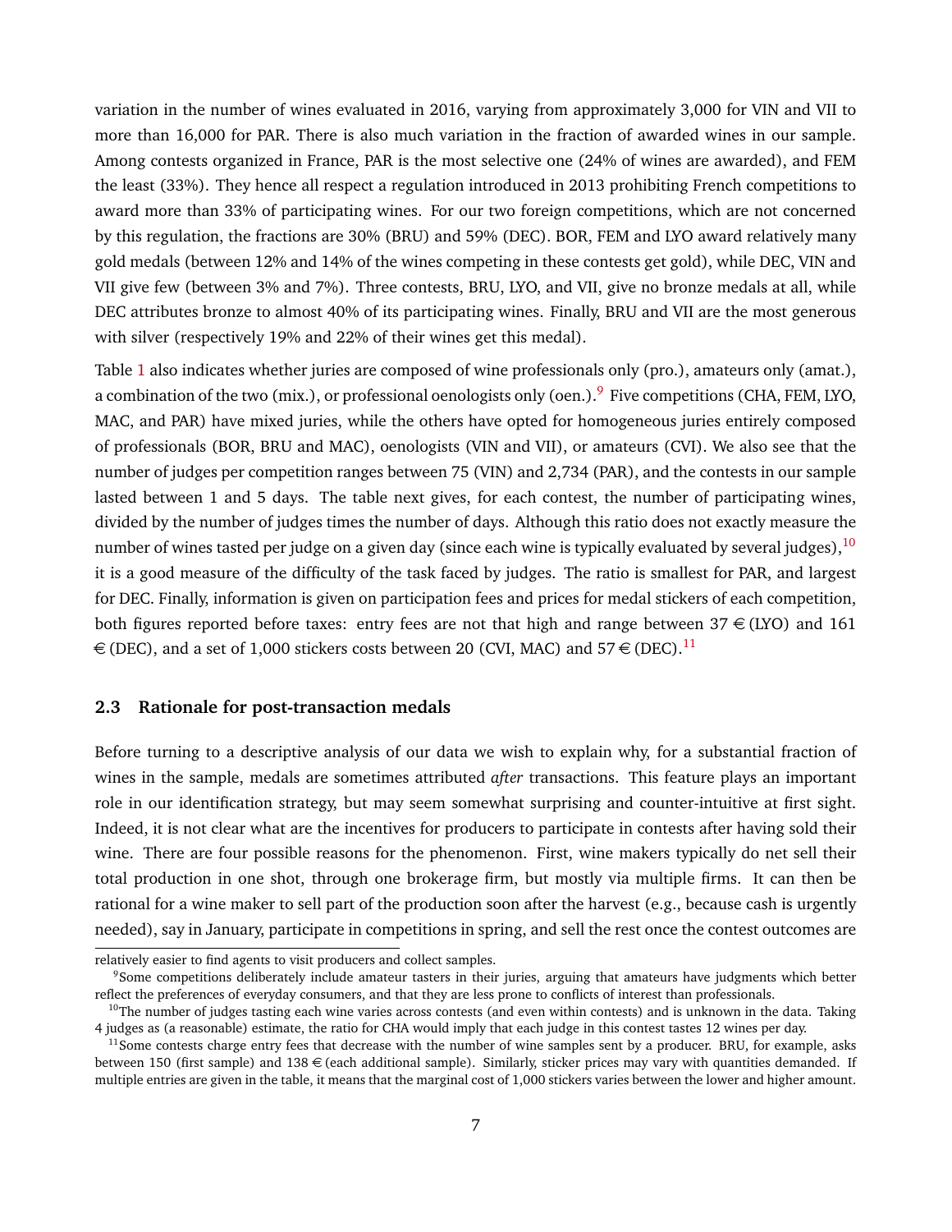variation in the number of wines evaluated in 2016, varying from approximately 3,000 for VIN and VII to more than 16,000 for PAR. There is also much variation in the fraction of awarded wines in our sample. Among contests organized in France, PAR is the most selective one (24% of wines are awarded), and FEM the least (33%). They hence all respect a regulation introduced in 2013 prohibiting French competitions to award more than 33% of participating wines. For our two foreign competitions, which are not concerned by this regulation, the fractions are 30% (BRU) and 59% (DEC). BOR, FEM and LYO award relatively many gold medals (between 12% and 14% of the wines competing in these contests get gold), while DEC, VIN and VII give few (between 3% and 7%). Three contests, BRU, LYO, and VII, give no bronze medals at all, while DEC attributes bronze to almost 40% of its participating wines. Finally, BRU and VII are the most generous with silver (respectively 19% and 22% of their wines get this medal).

Table 1 also indicates whether juries are composed of wine professionals only (pro.), amateurs only (amat.), a combination of the two (mix.), or professional oenologists only (oen.).[9] Five competitions (CHA, FEM, LYO, MAC, and PAR) have mixed juries, while the others have opted for homogeneous juries entirely composed of professionals (BOR, BRU and MAC), oenologists (VIN and VII), or amateurs (CVI). We also see that the number of judges per competition ranges between 75 (VIN) and 2,734 (PAR), and the contests in our sample lasted between 1 and 5 days. The table next gives, for each contest, the number of participating wines, divided by the number of judges times the number of days. Although this ratio does not exactly measure the number of wines tasted per judge on a given day (since each wine is typically evaluated by several judges),[10] it is a good measure of the difficulty of the task faced by judges. The ratio is smallest for PAR, and largest for DEC. Finally, information is given on participation fees and prices for medal stickers of each competition, both figures reported before taxes: entry fees are not that high and range between 37 € (LYO) and 161 € (DEC), and a set of 1,000 stickers costs between 20 (CVI, MAC) and 57 € (DEC).[11]

### 2.3 Rationale for post-transaction medals

Before turning to a descriptive analysis of our data we wish to explain why, for a substantial fraction of wines in the sample, medals are sometimes attributed *after* transactions. This feature plays an important role in our identification strategy, but may seem somewhat surprising and counter-intuitive at first sight. Indeed, it is not clear what are the incentives for producers to participate in contests after having sold their wine. There are four possible reasons for the phenomenon. First, wine makers typically do net sell their total production in one shot, through one brokerage firm, but mostly via multiple firms. It can then be rational for a wine maker to sell part of the production soon after the harvest (e.g., because cash is urgently needed), say in January, participate in competitions in spring, and sell the rest once the contest outcomes are

relatively easier to find agents to visit producers and collect samples.

[9] Some competitions deliberately include amateur tasters in their juries, arguing that amateurs have judgments which better reflect the preferences of everyday consumers, and that they are less prone to conflicts of interest than professionals.

[10] The number of judges tasting each wine varies across contests (and even within contests) and is unknown in the data. Taking 4 judges as (a reasonable) estimate, the ratio for CHA would imply that each judge in this contest tastes 12 wines per day.

[11] Some contests charge entry fees that decrease with the number of wine samples sent by a producer. BRU, for example, asks between 150 (first sample) and 138 € (each additional sample). Similarly, sticker prices may vary with quantities demanded. If multiple entries are given in the table, it means that the marginal cost of 1,000 stickers varies between the lower and higher amount.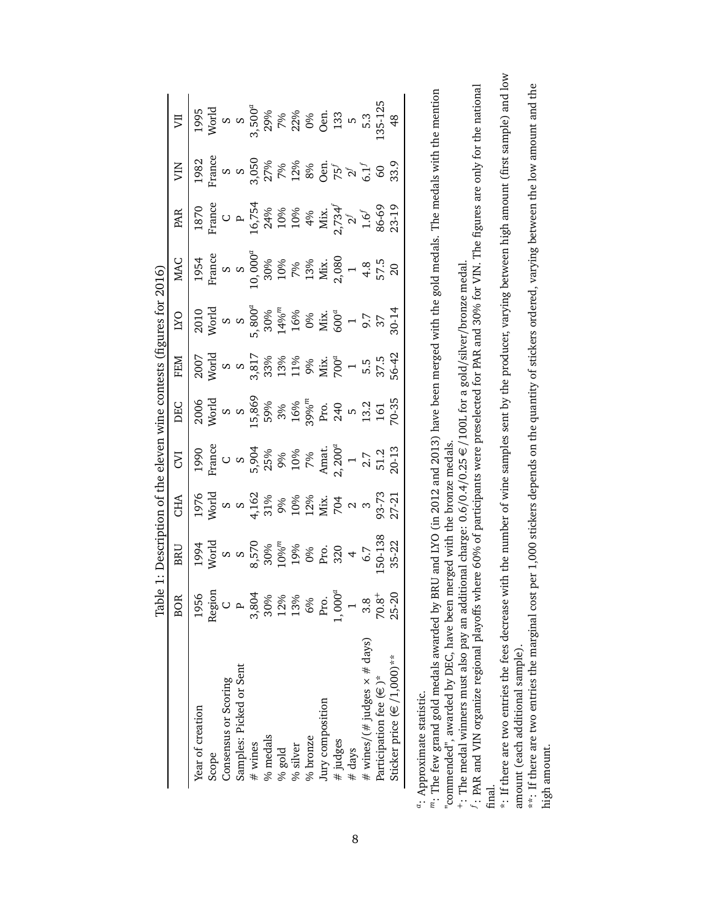Table 1: Description of the eleven wine contests (figures for 2016)

| | BOR | BRU | CHA | CVI | DEC | FEM | LYO | MAC | PAR | VIN | VII |
|---|---|---|---|---|---|---|---|---|---|---|---|
| Year of creation | 1956 | 1994 | 1976 | 1990 | 2006 | 2007 | 2010 | 1954 | 1870 | 1982 | 1995 |
| Scope | Region | World | World | France | World | World | World | France | France | France | World |
| Consensus or Scoring | C | S | S | C | S | S | S | S | C | S | S |
| Samples: Picked or Sent | P | S | S | S | S | S | S | S | P | S | S |
| # wines | 3,804 | 8,570 | 4,162 | 5,904 | 15,869 | 3,817 | 5,800[a] | 10,000[a] | 16,754 | 3,050 | 3,500[a] |
| % medals | 30% | 30% | 31% | 25% | 59% | 33% | 30% | 30% | 24% | 27% | 29% |
| % gold | 12% | 10%[m] | 9% | 9% | 3% | 13% | 14%[m] | 10% | 10% | 7% | 7% |
| % silver | 13% | 19% | 10% | 10% | 16% | 11% | 16% | 7% | 10% | 12% | 22% |
| % bronze | 6% | 0% | 12% | 7% | 39%[m] | 9% | 0% | 13% | 4% | 8% | 0% |
| Jury composition | Pro. | Pro. | Mix. | Amat. | Pro. | Mix. | Mix. | Mix. | Mix. | Oen. | Oen. |
| # judges | 1,000[a] | 320 | 704 | 2,200[a] | 240 | 700[a] | 600[a] | 2,080 | 2,734[f] | 75[f] | 133 |
| # days | 1 | 4 | 2 | 1 | 5 | 1 | 1 | 1 | 2[f] | 2[f] | 5 |
| # wines/(# judges × # days) | 3.8 | 6.7 | 3 | 2.7 | 13.2 | 5.5 | 9.7 | 4.8 | 1.6[f] | 6.1[f] | 5.3 |
| Participation fee (€)* | 70.8[+] | 150-138 | 93-73 | 51.2 | 161 | 37.5 | 37 | 57.5 | 86-69 | 60 | 135-125 |
| Sticker price (€/1,000)** | 25-20 | 35-22 | 27-21 | 20-13 | 70-35 | 56-42 | 30-14 | 20 | 23-19 | 33.9 | 48 |

[a]: Approximate statistic.

[m]: The few grand gold medals awarded by BRU and LYO (in 2012 and 2013) have been merged with the gold medals. The medals with the mention "commended", awarded by DEC, have been merged with the bronze medals.

[+]: The medal winners must also pay an additional charge: 0.6/0.4/0.25 €/100L for a gold/silver/bronze medal.

[f]: PAR and VIN organize regional playoffs where 60% of participants were preselected for PAR and 30% for VIN. The figures are only for the national final.

*: If there are two entries the fees decrease with the number of wine samples sent by the producer, varying between high amount (first sample) and low amount (each additional sample).

**: If there are two entries the marginal cost per 1,000 stickers depends on the quantity of stickers ordered, varying between the low amount and the high amount.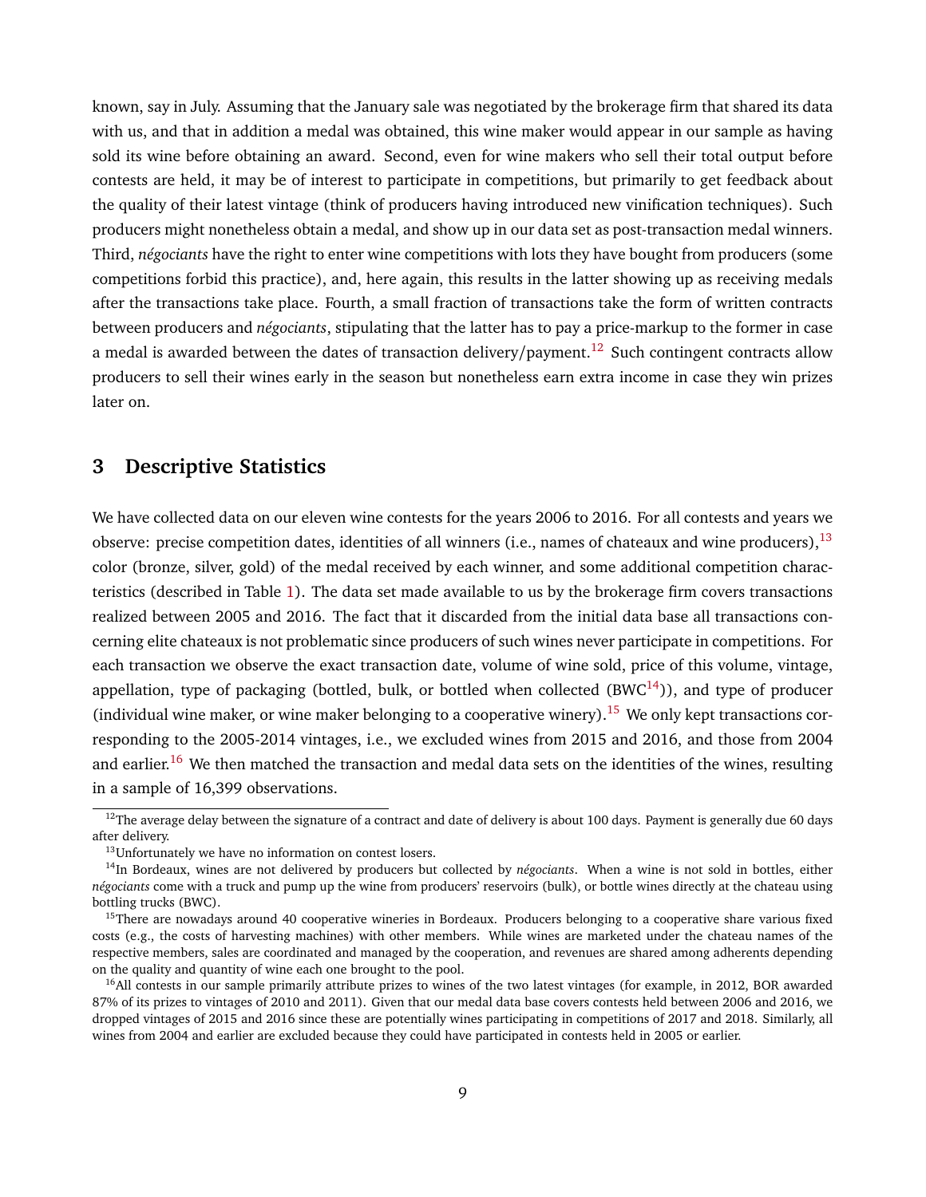known, say in July. Assuming that the January sale was negotiated by the brokerage firm that shared its data with us, and that in addition a medal was obtained, this wine maker would appear in our sample as having sold its wine before obtaining an award. Second, even for wine makers who sell their total output before contests are held, it may be of interest to participate in competitions, but primarily to get feedback about the quality of their latest vintage (think of producers having introduced new vinification techniques). Such producers might nonetheless obtain a medal, and show up in our data set as post-transaction medal winners. Third, *négociants* have the right to enter wine competitions with lots they have bought from producers (some competitions forbid this practice), and, here again, this results in the latter showing up as receiving medals after the transactions take place. Fourth, a small fraction of transactions take the form of written contracts between producers and *négociants*, stipulating that the latter has to pay a price-markup to the former in case a medal is awarded between the dates of transaction delivery/payment.[12] Such contingent contracts allow producers to sell their wines early in the season but nonetheless earn extra income in case they win prizes later on.

## 3 Descriptive Statistics

We have collected data on our eleven wine contests for the years 2006 to 2016. For all contests and years we observe: precise competition dates, identities of all winners (i.e., names of chateaux and wine producers),[13] color (bronze, silver, gold) of the medal received by each winner, and some additional competition characteristics (described in Table 1). The data set made available to us by the brokerage firm covers transactions realized between 2005 and 2016. The fact that it discarded from the initial data base all transactions concerning elite chateaux is not problematic since producers of such wines never participate in competitions. For each transaction we observe the exact transaction date, volume of wine sold, price of this volume, vintage, appellation, type of packaging (bottled, bulk, or bottled when collected (BWC[14])), and type of producer (individual wine maker, or wine maker belonging to a cooperative winery).[15] We only kept transactions corresponding to the 2005-2014 vintages, i.e., we excluded wines from 2015 and 2016, and those from 2004 and earlier.[16] We then matched the transaction and medal data sets on the identities of the wines, resulting in a sample of 16,399 observations.

---

[12] The average delay between the signature of a contract and date of delivery is about 100 days. Payment is generally due 60 days after delivery.

[13] Unfortunately we have no information on contest losers.

[14] In Bordeaux, wines are not delivered by producers but collected by *négociants*. When a wine is not sold in bottles, either *négociants* come with a truck and pump up the wine from producers' reservoirs (bulk), or bottle wines directly at the chateau using bottling trucks (BWC).

[15] There are nowadays around 40 cooperative wineries in Bordeaux. Producers belonging to a cooperative share various fixed costs (e.g., the costs of harvesting machines) with other members. While wines are marketed under the chateau names of the respective members, sales are coordinated and managed by the cooperation, and revenues are shared among adherents depending on the quality and quantity of wine each one brought to the pool.

[16] All contests in our sample primarily attribute prizes to wines of the two latest vintages (for example, in 2012, BOR awarded 87% of its prizes to vintages of 2010 and 2011). Given that our medal data base covers contests held between 2006 and 2016, we dropped vintages of 2015 and 2016 since these are potentially wines participating in competitions of 2017 and 2018. Similarly, all wines from 2004 and earlier are excluded because they could have participated in contests held in 2005 or earlier.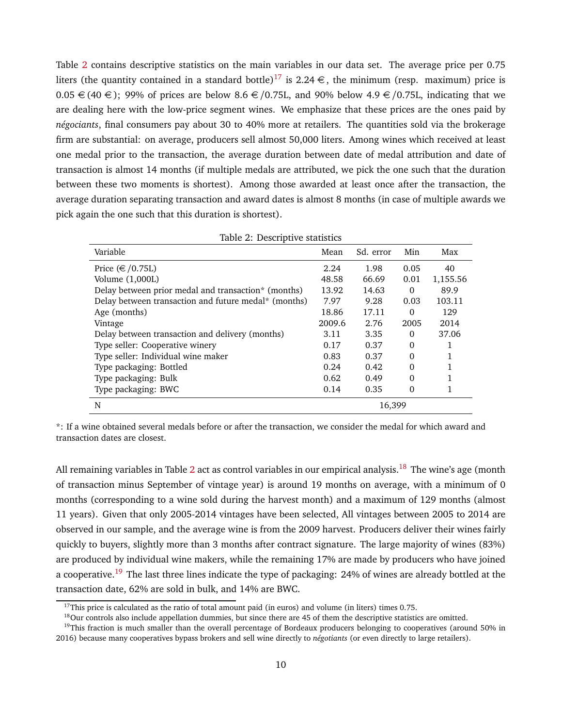Table 2 contains descriptive statistics on the main variables in our data set. The average price per 0.75 liters (the quantity contained in a standard bottle)[17] is 2.24 €, the minimum (resp. maximum) price is 0.05 € (40 €); 99% of prices are below 8.6 €/0.75L, and 90% below 4.9 €/0.75L, indicating that we are dealing here with the low-price segment wines. We emphasize that these prices are the ones paid by *négociants*, final consumers pay about 30 to 40% more at retailers. The quantities sold via the brokerage firm are substantial: on average, producers sell almost 50,000 liters. Among wines which received at least one medal prior to the transaction, the average duration between date of medal attribution and date of transaction is almost 14 months (if multiple medals are attributed, we pick the one such that the duration between these two moments is shortest). Among those awarded at least once after the transaction, the average duration separating transaction and award dates is almost 8 months (in case of multiple awards we pick again the one such that this duration is shortest).

Table 2: Descriptive statistics

| Variable | Mean | Sd. error | Min | Max |
|---|---|---|---|---|
| Price (€/0.75L) | 2.24 | 1.98 | 0.05 | 40 |
| Volume (1,000L) | 48.58 | 66.69 | 0.01 | 1,155.56 |
| Delay between prior medal and transaction* (months) | 13.92 | 14.63 | 0 | 89.9 |
| Delay between transaction and future medal* (months) | 7.97 | 9.28 | 0.03 | 103.11 |
| Age (months) | 18.86 | 17.11 | 0 | 129 |
| Vintage | 2009.6 | 2.76 | 2005 | 2014 |
| Delay between transaction and delivery (months) | 3.11 | 3.35 | 0 | 37.06 |
| Type seller: Cooperative winery | 0.17 | 0.37 | 0 | 1 |
| Type seller: Individual wine maker | 0.83 | 0.37 | 0 | 1 |
| Type packaging: Bottled | 0.24 | 0.42 | 0 | 1 |
| Type packaging: Bulk | 0.62 | 0.49 | 0 | 1 |
| Type packaging: BWC | 0.14 | 0.35 | 0 | 1 |
| N | | 16,399 | | |

*: If a wine obtained several medals before or after the transaction, we consider the medal for which award and transaction dates are closest.

All remaining variables in Table 2 act as control variables in our empirical analysis.[18] The wine's age (month of transaction minus September of vintage year) is around 19 months on average, with a minimum of 0 months (corresponding to a wine sold during the harvest month) and a maximum of 129 months (almost 11 years). Given that only 2005-2014 vintages have been selected, All vintages between 2005 to 2014 are observed in our sample, and the average wine is from the 2009 harvest. Producers deliver their wines fairly quickly to buyers, slightly more than 3 months after contract signature. The large majority of wines (83%) are produced by individual wine makers, while the remaining 17% are made by producers who have joined a cooperative.[19] The last three lines indicate the type of packaging: 24% of wines are already bottled at the transaction date, 62% are sold in bulk, and 14% are BWC.

[17] This price is calculated as the ratio of total amount paid (in euros) and volume (in liters) times 0.75.

[18] Our controls also include appellation dummies, but since there are 45 of them the descriptive statistics are omitted.

[19] This fraction is much smaller than the overall percentage of Bordeaux producers belonging to cooperatives (around 50% in 2016) because many cooperatives bypass brokers and sell wine directly to *négotiants* (or even directly to large retailers).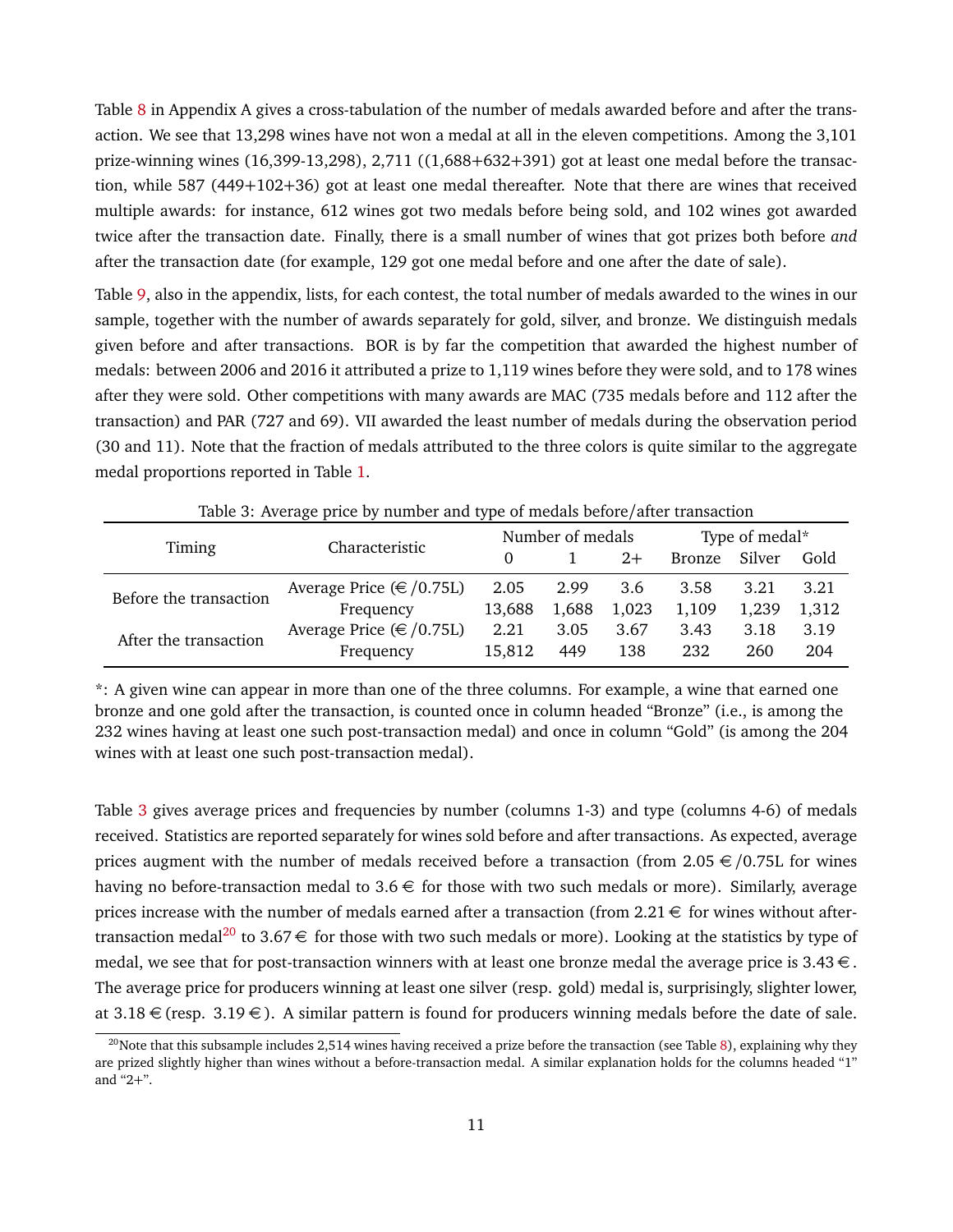Table 8 in Appendix A gives a cross-tabulation of the number of medals awarded before and after the transaction. We see that 13,298 wines have not won a medal at all in the eleven competitions. Among the 3,101 prize-winning wines (16,399-13,298), 2,711 ((1,688+632+391) got at least one medal before the transaction, while 587 (449+102+36) got at least one medal thereafter. Note that there are wines that received multiple awards: for instance, 612 wines got two medals before being sold, and 102 wines got awarded twice after the transaction date. Finally, there is a small number of wines that got prizes both before *and* after the transaction date (for example, 129 got one medal before and one after the date of sale).

Table 9, also in the appendix, lists, for each contest, the total number of medals awarded to the wines in our sample, together with the number of awards separately for gold, silver, and bronze. We distinguish medals given before and after transactions. BOR is by far the competition that awarded the highest number of medals: between 2006 and 2016 it attributed a prize to 1,119 wines before they were sold, and to 178 wines after they were sold. Other competitions with many awards are MAC (735 medals before and 112 after the transaction) and PAR (727 and 69). VII awarded the least number of medals during the observation period (30 and 11). Note that the fraction of medals attributed to the three colors is quite similar to the aggregate medal proportions reported in Table 1.

Table 3: Average price by number and type of medals before/after transaction

| Timing | Characteristic | Number of medals | | | Type of medal* | | |
|---|---|---|---|---|---|---|---|
| | | 0 | 1 | 2+ | Bronze | Silver | Gold |
| Before the transaction | Average Price (€/0.75L) | 2.05 | 2.99 | 3.6 | 3.58 | 3.21 | 3.21 |
| | Frequency | 13,688 | 1,688 | 1,023 | 1,109 | 1,239 | 1,312 |
| After the transaction | Average Price (€/0.75L) | 2.21 | 3.05 | 3.67 | 3.43 | 3.18 | 3.19 |
| | Frequency | 15,812 | 449 | 138 | 232 | 260 | 204 |

*: A given wine can appear in more than one of the three columns. For example, a wine that earned one bronze and one gold after the transaction, is counted once in column headed "Bronze" (i.e., is among the 232 wines having at least one such post-transaction medal) and once in column "Gold" (is among the 204 wines with at least one such post-transaction medal).

Table 3 gives average prices and frequencies by number (columns 1-3) and type (columns 4-6) of medals received. Statistics are reported separately for wines sold before and after transactions. As expected, average prices augment with the number of medals received before a transaction (from 2.05 €/0.75L for wines having no before-transaction medal to 3.6 € for those with two such medals or more). Similarly, average prices increase with the number of medals earned after a transaction (from 2.21 € for wines without after-transaction medal[20] to 3.67 € for those with two such medals or more). Looking at the statistics by type of medal, we see that for post-transaction winners with at least one bronze medal the average price is 3.43 €. The average price for producers winning at least one silver (resp. gold) medal is, surprisingly, slighter lower, at 3.18 € (resp. 3.19 €). A similar pattern is found for producers winning medals before the date of sale.

[20]Note that this subsample includes 2,514 wines having received a prize before the transaction (see Table 8), explaining why they are prized slightly higher than wines without a before-transaction medal. A similar explanation holds for the columns headed "1" and "2+".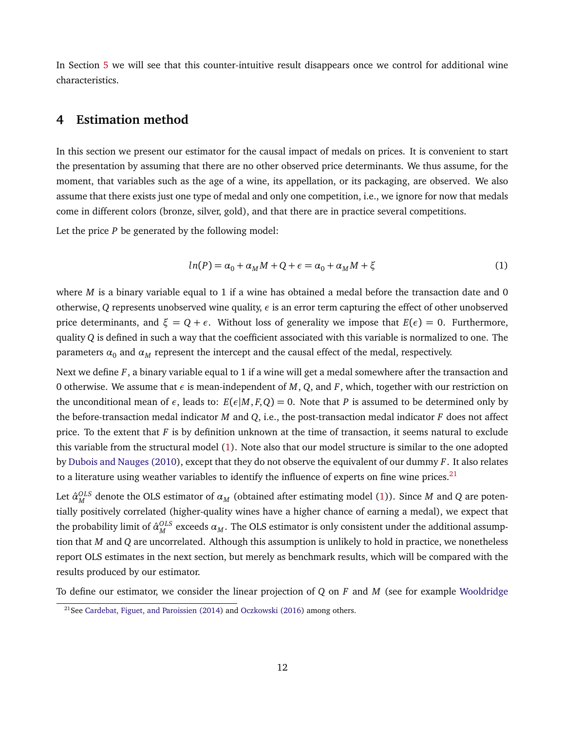In Section 5 we will see that this counter-intuitive result disappears once we control for additional wine characteristics.

## 4 Estimation method

In this section we present our estimator for the causal impact of medals on prices. It is convenient to start the presentation by assuming that there are no other observed price determinants. We thus assume, for the moment, that variables such as the age of a wine, its appellation, or its packaging, are observed. We also assume that there exists just one type of medal and only one competition, i.e., we ignore for now that medals come in different colors (bronze, silver, gold), and that there are in practice several competitions.

Let the price $P$ be generated by the following model:

$$ln(P) = \alpha_0 + \alpha_M M + Q + \epsilon = \alpha_0 + \alpha_M M + \xi \tag{1}$$

where $M$ is a binary variable equal to 1 if a wine has obtained a medal before the transaction date and 0 otherwise, $Q$ represents unobserved wine quality, $\epsilon$ is an error term capturing the effect of other unobserved price determinants, and $\xi = Q + \epsilon$. Without loss of generality we impose that $E(\epsilon) = 0$. Furthermore, quality $Q$ is defined in such a way that the coefficient associated with this variable is normalized to one. The parameters $\alpha_0$ and $\alpha_M$ represent the intercept and the causal effect of the medal, respectively.

Next we define $F$, a binary variable equal to 1 if a wine will get a medal somewhere after the transaction and 0 otherwise. We assume that $\epsilon$ is mean-independent of $M$, $Q$, and $F$, which, together with our restriction on the unconditional mean of $\epsilon$, leads to: $E(\epsilon|M, F, Q) = 0$. Note that $P$ is assumed to be determined only by the before-transaction medal indicator $M$ and $Q$, i.e., the post-transaction medal indicator $F$ does not affect price. To the extent that $F$ is by definition unknown at the time of transaction, it seems natural to exclude this variable from the structural model (1). Note also that our model structure is similar to the one adopted by Dubois and Nauges (2010), except that they do not observe the equivalent of our dummy $F$. It also relates to a literature using weather variables to identify the influence of experts on fine wine prices.[21]

Let $\hat{\alpha}_M^{OLS}$ denote the OLS estimator of $\alpha_M$ (obtained after estimating model (1)). Since $M$ and $Q$ are potentially positively correlated (higher-quality wines have a higher chance of earning a medal), we expect that the probability limit of $\hat{\alpha}_M^{OLS}$ exceeds $\alpha_M$. The OLS estimator is only consistent under the additional assumption that $M$ and $Q$ are uncorrelated. Although this assumption is unlikely to hold in practice, we nonetheless report OLS estimates in the next section, but merely as benchmark results, which will be compared with the results produced by our estimator.

To define our estimator, we consider the linear projection of $Q$ on $F$ and $M$ (see for example Wooldridge

[21] See Cardebat, Figuet, and Paroissien (2014) and Oczkowski (2016) among others.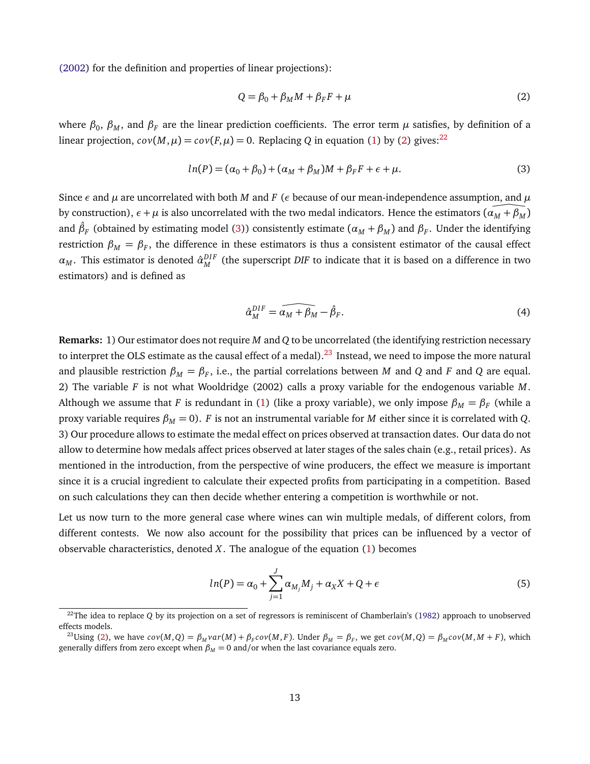(2002) for the definition and properties of linear projections):

$$Q = \beta_0 + \beta_M M + \beta_F F + \mu \tag{2}$$

where $\beta_0$, $\beta_M$, and $\beta_F$ are the linear prediction coefficients. The error term $\mu$ satisfies, by definition of a linear projection, $cov(M,\mu) = cov(F,\mu) = 0$. Replacing $Q$ in equation (1) by (2) gives:[22]

$$ln(P) = (\alpha_0 + \beta_0) + (\alpha_M + \beta_M)M + \beta_F F + \epsilon + \mu. \tag{3}$$

Since $\epsilon$ and $\mu$ are uncorrelated with both $M$ and $F$ ($\epsilon$ because of our mean-independence assumption, and $\mu$ by construction), $\epsilon + \mu$ is also uncorrelated with the two medal indicators. Hence the estimators $(\widehat{\alpha_M + \beta_M})$ and $\hat{\beta}_F$ (obtained by estimating model (3)) consistently estimate $(\alpha_M + \beta_M)$ and $\beta_F$. Under the identifying restriction $\beta_M = \beta_F$, the difference in these estimators is thus a consistent estimator of the causal effect $\alpha_M$. This estimator is denoted $\hat{\alpha}_M^{DIF}$ (the superscript *DIF* to indicate that it is based on a difference in two estimators) and is defined as

$$\hat{\alpha}_M^{DIF} = \widehat{\alpha_M + \beta_M} - \hat{\beta}_F. \tag{4}$$

**Remarks:** 1) Our estimator does not require $M$ and $Q$ to be uncorrelated (the identifying restriction necessary to interpret the OLS estimate as the causal effect of a medal).[23] Instead, we need to impose the more natural and plausible restriction $\beta_M = \beta_F$, i.e., the partial correlations between $M$ and $Q$ and $F$ and $Q$ are equal. 2) The variable $F$ is not what Wooldridge (2002) calls a proxy variable for the endogenous variable $M$. Although we assume that $F$ is redundant in (1) (like a proxy variable), we only impose $\beta_M = \beta_F$ (while a proxy variable requires $\beta_M = 0$). $F$ is not an instrumental variable for $M$ either since it is correlated with $Q$. 3) Our procedure allows to estimate the medal effect on prices observed at transaction dates. Our data do not allow to determine how medals affect prices observed at later stages of the sales chain (e.g., retail prices). As mentioned in the introduction, from the perspective of wine producers, the effect we measure is important since it is a crucial ingredient to calculate their expected profits from participating in a competition. Based on such calculations they can then decide whether entering a competition is worthwhile or not.

Let us now turn to the more general case where wines can win multiple medals, of different colors, from different contests. We now also account for the possibility that prices can be influenced by a vector of observable characteristics, denoted $X$. The analogue of the equation (1) becomes

$$ln(P) = \alpha_0 + \sum_{j=1}^{J} \alpha_{M_j} M_j + \alpha_X X + Q + \epsilon \tag{5}$$

[22] The idea to replace $Q$ by its projection on a set of regressors is reminiscent of Chamberlain's (1982) approach to unobserved effects models.

[23] Using (2), we have $cov(M,Q) = \beta_M var(M) + \beta_F cov(M,F)$. Under $\beta_M = \beta_F$, we get $cov(M,Q) = \beta_M cov(M, M+F)$, which generally differs from zero except when $\beta_M = 0$ and/or when the last covariance equals zero.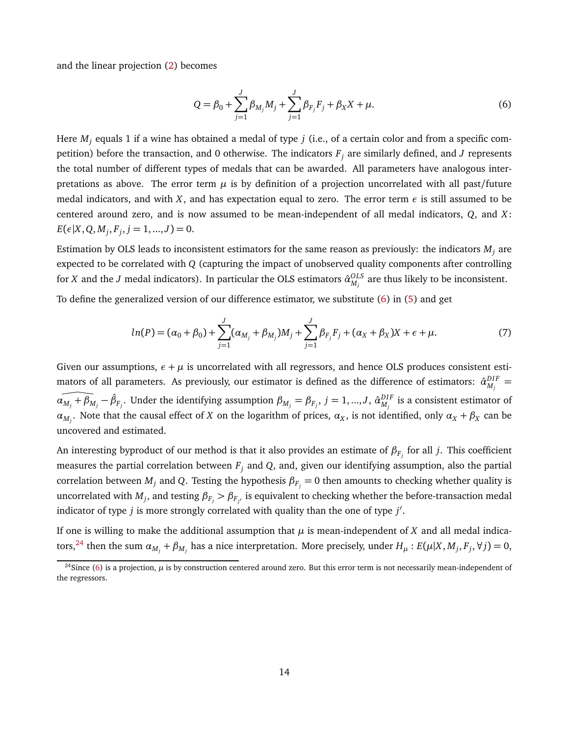and the linear projection (2) becomes

$$Q = \beta_0 + \sum_{j=1}^{J} \beta_{M_j} M_j + \sum_{j=1}^{J} \beta_{F_j} F_j + \beta_X X + \mu. \tag{6}$$

Here $M_j$ equals 1 if a wine has obtained a medal of type $j$ (i.e., of a certain color and from a specific competition) before the transaction, and 0 otherwise. The indicators $F_j$ are similarly defined, and $J$ represents the total number of different types of medals that can be awarded. All parameters have analogous interpretations as above. The error term $\mu$ is by definition of a projection uncorrelated with all past/future medal indicators, and with $X$, and has expectation equal to zero. The error term $\epsilon$ is still assumed to be centered around zero, and is now assumed to be mean-independent of all medal indicators, $Q$, and $X$: $E(\epsilon|X, Q, M_j, F_j, j = 1, ..., J) = 0$.

Estimation by OLS leads to inconsistent estimators for the same reason as previously: the indicators $M_j$ are expected to be correlated with $Q$ (capturing the impact of unobserved quality components after controlling for $X$ and the $J$ medal indicators). In particular the OLS estimators $\hat{\alpha}_{M_j}^{OLS}$ are thus likely to be inconsistent.

To define the generalized version of our difference estimator, we substitute (6) in (5) and get

$$ln(P) = (\alpha_0 + \beta_0) + \sum_{j=1}^{J} (\alpha_{M_j} + \beta_{M_j}) M_j + \sum_{j=1}^{J} \beta_{F_j} F_j + (\alpha_X + \beta_X) X + \epsilon + \mu. \tag{7}$$

Given our assumptions, $\epsilon + \mu$ is uncorrelated with all regressors, and hence OLS produces consistent estimators of all parameters. As previously, our estimator is defined as the difference of estimators: $\hat{\alpha}_{M_j}^{DIF} = \widehat{\alpha_{M_j} + \beta_{M_j}} - \hat{\beta}_{F_j}$. Under the identifying assumption $\beta_{M_j} = \beta_{F_j}$, $j = 1, ..., J$, $\hat{\alpha}_{M_j}^{DIF}$ is a consistent estimator of $\alpha_{M_j}$. Note that the causal effect of $X$ on the logarithm of prices, $\alpha_X$, is not identified, only $\alpha_X + \beta_X$ can be uncovered and estimated.

An interesting byproduct of our method is that it also provides an estimate of $\beta_{F_j}$ for all $j$. This coefficient measures the partial correlation between $F_j$ and $Q$, and, given our identifying assumption, also the partial correlation between $M_j$ and $Q$. Testing the hypothesis $\beta_{F_j} = 0$ then amounts to checking whether quality is uncorrelated with $M_j$, and testing $\beta_{F_j} > \beta_{F_{j'}}$ is equivalent to checking whether the before-transaction medal indicator of type $j$ is more strongly correlated with quality than the one of type $j'$.

If one is willing to make the additional assumption that $\mu$ is mean-independent of $X$ and all medal indicators,[24] then the sum $\alpha_{M_j} + \beta_{M_j}$ has a nice interpretation. More precisely, under $H_\mu : E(\mu|X, M_j, F_j, \forall j) = 0$,

[24] Since (6) is a projection, $\mu$ is by construction centered around zero. But this error term is not necessarily mean-independent of the regressors.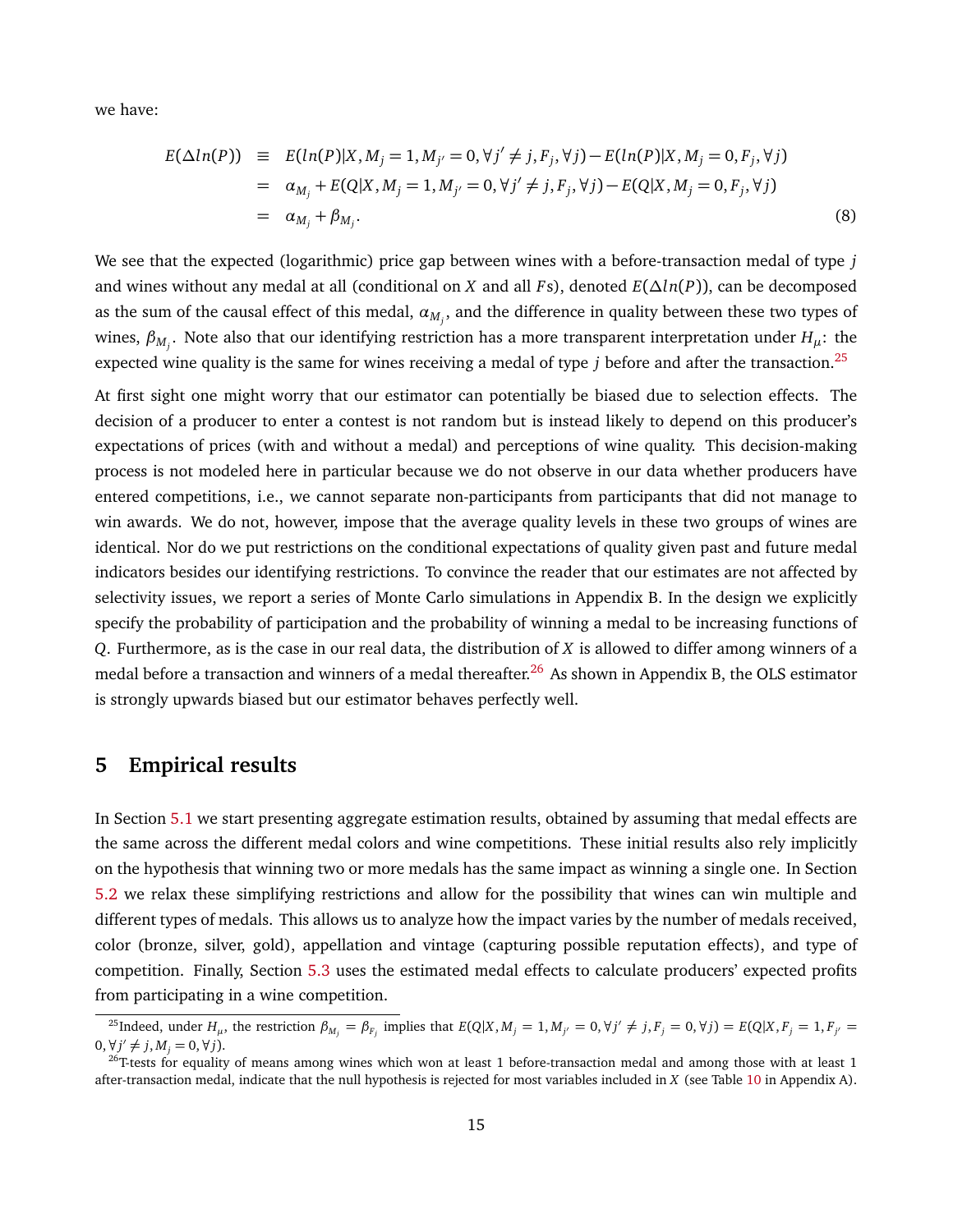we have:

$$
\begin{aligned}
E(\Delta ln(P)) &\equiv E(ln(P)|X, M_j = 1, M_{j'} = 0, \forall j' \neq j, F_j, \forall j) - E(ln(P)|X, M_j = 0, F_j, \forall j) \\
&= \alpha_{M_j} + E(Q|X, M_j = 1, M_{j'} = 0, \forall j' \neq j, F_j, \forall j) - E(Q|X, M_j = 0, F_j, \forall j) \\
&= \alpha_{M_j} + \beta_{M_j}.
\end{aligned} \tag{8}
$$

We see that the expected (logarithmic) price gap between wines with a before-transaction medal of type $j$ and wines without any medal at all (conditional on $X$ and all $F$s), denoted $E(\Delta ln(P))$, can be decomposed as the sum of the causal effect of this medal, $\alpha_{M_j}$, and the difference in quality between these two types of wines, $\beta_{M_j}$. Note also that our identifying restriction has a more transparent interpretation under $H_\mu$: the expected wine quality is the same for wines receiving a medal of type $j$ before and after the transaction.[25]

At first sight one might worry that our estimator can potentially be biased due to selection effects. The decision of a producer to enter a contest is not random but is instead likely to depend on this producer's expectations of prices (with and without a medal) and perceptions of wine quality. This decision-making process is not modeled here in particular because we do not observe in our data whether producers have entered competitions, i.e., we cannot separate non-participants from participants that did not manage to win awards. We do not, however, impose that the average quality levels in these two groups of wines are identical. Nor do we put restrictions on the conditional expectations of quality given past and future medal indicators besides our identifying restrictions. To convince the reader that our estimates are not affected by selectivity issues, we report a series of Monte Carlo simulations in Appendix B. In the design we explicitly specify the probability of participation and the probability of winning a medal to be increasing functions of $Q$. Furthermore, as is the case in our real data, the distribution of $X$ is allowed to differ among winners of a medal before a transaction and winners of a medal thereafter.[26] As shown in Appendix B, the OLS estimator is strongly upwards biased but our estimator behaves perfectly well.

## 5 Empirical results

In Section 5.1 we start presenting aggregate estimation results, obtained by assuming that medal effects are the same across the different medal colors and wine competitions. These initial results also rely implicitly on the hypothesis that winning two or more medals has the same impact as winning a single one. In Section 5.2 we relax these simplifying restrictions and allow for the possibility that wines can win multiple and different types of medals. This allows us to analyze how the impact varies by the number of medals received, color (bronze, silver, gold), appellation and vintage (capturing possible reputation effects), and type of competition. Finally, Section 5.3 uses the estimated medal effects to calculate producers' expected profits from participating in a wine competition.

---

[25] Indeed, under $H_\mu$, the restriction $\beta_{M_j} = \beta_{F_j}$ implies that $E(Q|X, M_j = 1, M_{j'} = 0, \forall j' \neq j, F_j = 0, \forall j) = E(Q|X, F_j = 1, F_{j'} = 0, \forall j' \neq j, M_j = 0, \forall j)$.

[26] T-tests for equality of means among wines which won at least 1 before-transaction medal and among those with at least 1 after-transaction medal, indicate that the null hypothesis is rejected for most variables included in $X$ (see Table 10 in Appendix A).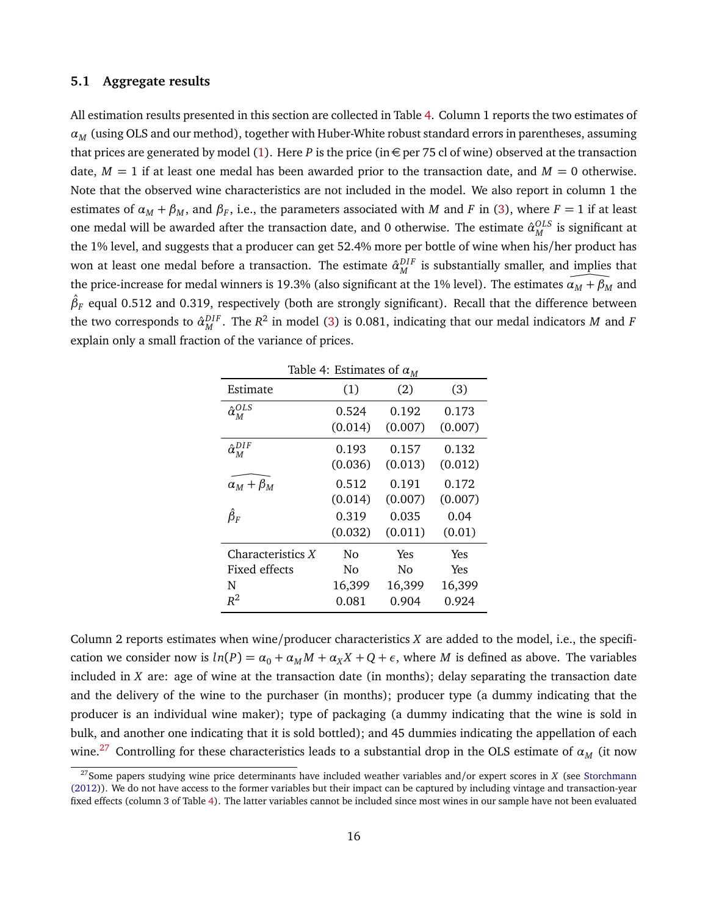### 5.1 Aggregate results

All estimation results presented in this section are collected in Table 4. Column 1 reports the two estimates of $\alpha_M$ (using OLS and our method), together with Huber-White robust standard errors in parentheses, assuming that prices are generated by model (1). Here $P$ is the price (in € per 75 cl of wine) observed at the transaction date, $M = 1$ if at least one medal has been awarded prior to the transaction date, and $M = 0$ otherwise. Note that the observed wine characteristics are not included in the model. We also report in column 1 the estimates of $\alpha_M + \beta_M$, and $\beta_F$, i.e., the parameters associated with $M$ and $F$ in (3), where $F = 1$ if at least one medal will be awarded after the transaction date, and 0 otherwise. The estimate $\hat{\alpha}_M^{OLS}$ is significant at the 1% level, and suggests that a producer can get 52.4% more per bottle of wine when his/her product has won at least one medal before a transaction. The estimate $\hat{\alpha}_M^{DIF}$ is substantially smaller, and implies that the price-increase for medal winners is 19.3% (also significant at the 1% level). The estimates $\widehat{\alpha_M + \beta_M}$ and $\hat{\beta}_F$ equal 0.512 and 0.319, respectively (both are strongly significant). Recall that the difference between the two corresponds to $\hat{\alpha}_M^{DIF}$. The $R^2$ in model (3) is 0.081, indicating that our medal indicators $M$ and $F$ explain only a small fraction of the variance of prices.

Table 4: Estimates of $\alpha_M$

| Estimate | (1) | (2) | (3) |
|---|---|---|---|
| $\hat{\alpha}_M^{OLS}$ | 0.524 | 0.192 | 0.173 |
| | (0.014) | (0.007) | (0.007) |
| $\hat{\alpha}_M^{DIF}$ | 0.193 | 0.157 | 0.132 |
| | (0.036) | (0.013) | (0.012) |
| $\widehat{\alpha_M + \beta_M}$ | 0.512 | 0.191 | 0.172 |
| | (0.014) | (0.007) | (0.007) |
| $\hat{\beta}_F$ | 0.319 | 0.035 | 0.04 |
| | (0.032) | (0.011) | (0.01) |
| Characteristics $X$ | No | Yes | Yes |
| Fixed effects | No | No | Yes |
| N | 16,399 | 16,399 | 16,399 |
| $R^2$ | 0.081 | 0.904 | 0.924 |

Column 2 reports estimates when wine/producer characteristics $X$ are added to the model, i.e., the specification we consider now is $ln(P) = \alpha_0 + \alpha_M M + \alpha_X X + Q + \epsilon$, where $M$ is defined as above. The variables included in $X$ are: age of wine at the transaction date (in months); delay separating the transaction date and the delivery of the wine to the purchaser (in months); producer type (a dummy indicating that the producer is an individual wine maker); type of packaging (a dummy indicating that the wine is sold in bulk, and another one indicating that it is sold bottled); and 45 dummies indicating the appellation of each wine.[27] Controlling for these characteristics leads to a substantial drop in the OLS estimate of $\alpha_M$ (it now

[27] Some papers studying wine price determinants have included weather variables and/or expert scores in $X$ (see Storchmann (2012)). We do not have access to the former variables but their impact can be captured by including vintage and transaction-year fixed effects (column 3 of Table 4). The latter variables cannot be included since most wines in our sample have not been evaluated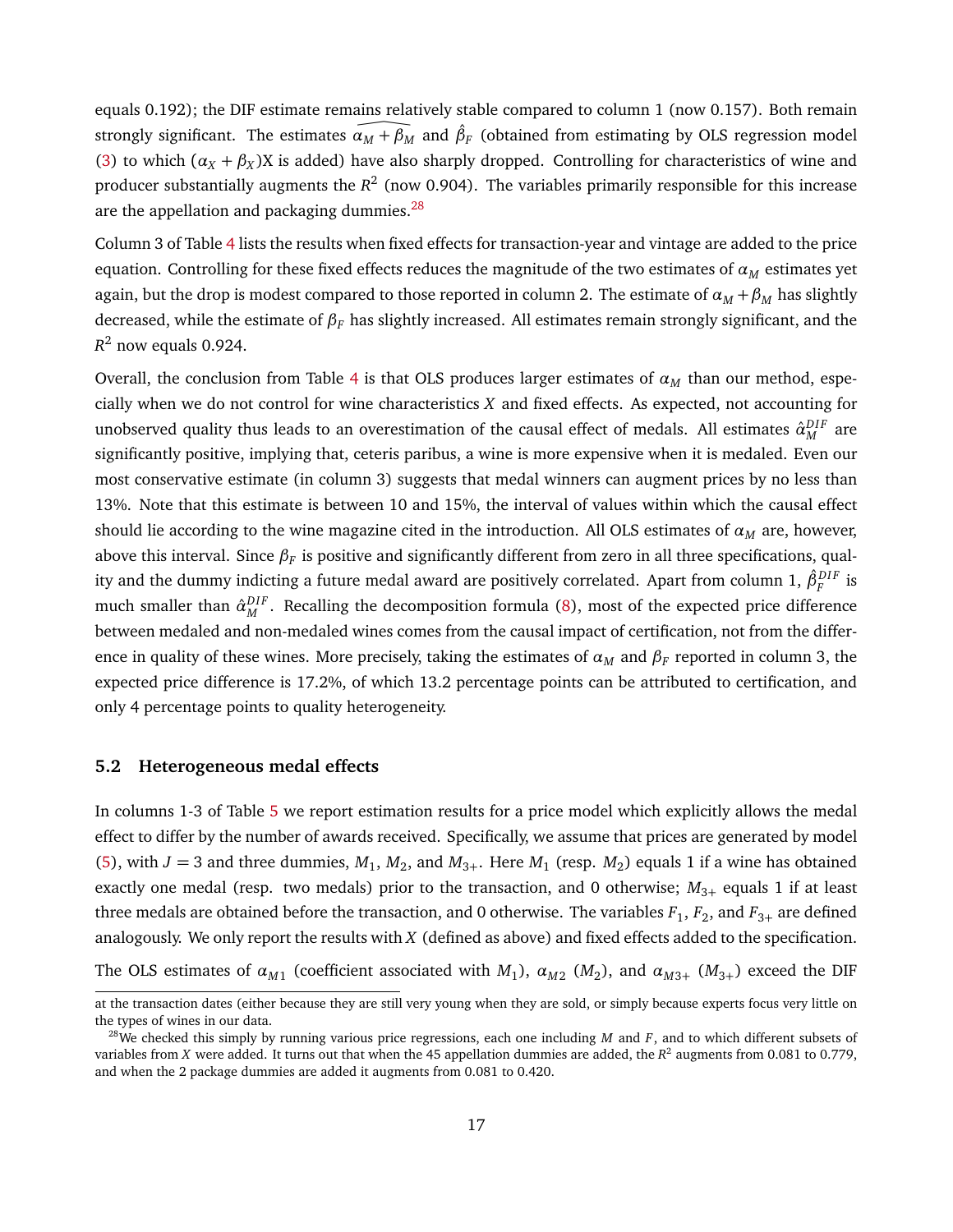equals 0.192); the DIF estimate remains relatively stable compared to column 1 (now 0.157). Both remain strongly significant. The estimates $\widehat{\alpha_M + \beta_M}$ and $\hat{\beta}_F$ (obtained from estimating by OLS regression model (3) to which $(\alpha_X + \beta_X)$X is added) have also sharply dropped. Controlling for characteristics of wine and producer substantially augments the $R^2$ (now 0.904). The variables primarily responsible for this increase are the appellation and packaging dummies.[28]

Column 3 of Table 4 lists the results when fixed effects for transaction-year and vintage are added to the price equation. Controlling for these fixed effects reduces the magnitude of the two estimates of $\alpha_M$ estimates yet again, but the drop is modest compared to those reported in column 2. The estimate of $\alpha_M + \beta_M$ has slightly decreased, while the estimate of $\beta_F$ has slightly increased. All estimates remain strongly significant, and the $R^2$ now equals 0.924.

Overall, the conclusion from Table 4 is that OLS produces larger estimates of $\alpha_M$ than our method, especially when we do not control for wine characteristics $X$ and fixed effects. As expected, not accounting for unobserved quality thus leads to an overestimation of the causal effect of medals. All estimates $\hat{\alpha}_M^{DIF}$ are significantly positive, implying that, ceteris paribus, a wine is more expensive when it is medaled. Even our most conservative estimate (in column 3) suggests that medal winners can augment prices by no less than 13%. Note that this estimate is between 10 and 15%, the interval of values within which the causal effect should lie according to the wine magazine cited in the introduction. All OLS estimates of $\alpha_M$ are, however, above this interval. Since $\beta_F$ is positive and significantly different from zero in all three specifications, quality and the dummy indicting a future medal award are positively correlated. Apart from column 1, $\hat{\beta}_F^{DIF}$ is much smaller than $\hat{\alpha}_M^{DIF}$. Recalling the decomposition formula (8), most of the expected price difference between medaled and non-medaled wines comes from the causal impact of certification, not from the difference in quality of these wines. More precisely, taking the estimates of $\alpha_M$ and $\beta_F$ reported in column 3, the expected price difference is 17.2%, of which 13.2 percentage points can be attributed to certification, and only 4 percentage points to quality heterogeneity.

## 5.2 Heterogeneous medal effects

In columns 1-3 of Table 5 we report estimation results for a price model which explicitly allows the medal effect to differ by the number of awards received. Specifically, we assume that prices are generated by model (5), with $J = 3$ and three dummies, $M_1$, $M_2$, and $M_{3+}$. Here $M_1$ (resp. $M_2$) equals 1 if a wine has obtained exactly one medal (resp. two medals) prior to the transaction, and 0 otherwise; $M_{3+}$ equals 1 if at least three medals are obtained before the transaction, and 0 otherwise. The variables $F_1$, $F_2$, and $F_{3+}$ are defined analogously. We only report the results with $X$ (defined as above) and fixed effects added to the specification.

The OLS estimates of $\alpha_{M1}$ (coefficient associated with $M_1$), $\alpha_{M2}$ ($M_2$), and $\alpha_{M3+}$ ($M_{3+}$) exceed the DIF

at the transaction dates (either because they are still very young when they are sold, or simply because experts focus very little on the types of wines in our data.

[28] We checked this simply by running various price regressions, each one including $M$ and $F$, and to which different subsets of variables from $X$ were added. It turns out that when the 45 appellation dummies are added, the $R^2$ augments from 0.081 to 0.779, and when the 2 package dummies are added it augments from 0.081 to 0.420.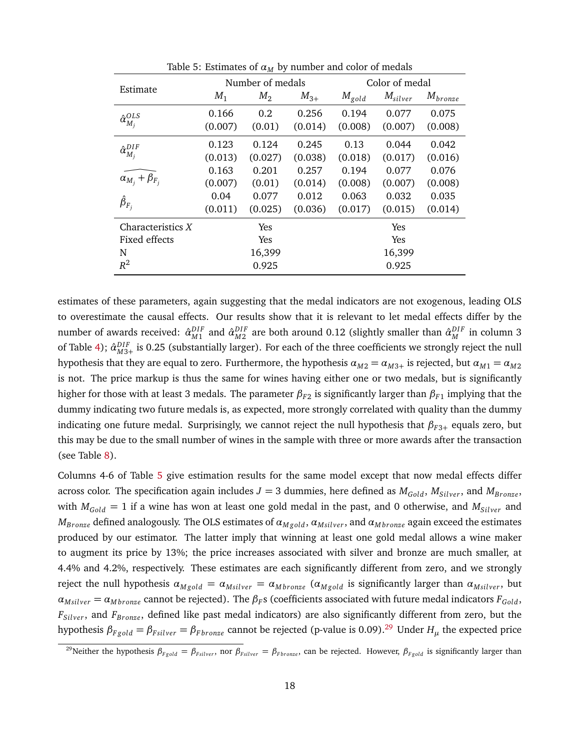Table 5: Estimates of $\alpha_M$ by number and color of medals

| Estimate | Number of medals | | | Color of medal | | |
|---|---|---|---|---|---|---|
| | $M_1$ | $M_2$ | $M_{3+}$ | $M_{gold}$ | $M_{silver}$ | $M_{bronze}$ |
| $\hat{\alpha}^{OLS}_{M_j}$ | 0.166 | 0.2 | 0.256 | 0.194 | 0.077 | 0.075 |
| | (0.007) | (0.01) | (0.014) | (0.008) | (0.007) | (0.008) |
| $\hat{\alpha}^{DIF}_{M_j}$ | 0.123 | 0.124 | 0.245 | 0.13 | 0.044 | 0.042 |
| | (0.013) | (0.027) | (0.038) | (0.018) | (0.017) | (0.016) |
| $\widehat{\alpha_{M_j} + \beta_{F_j}}$ | 0.163 | 0.201 | 0.257 | 0.194 | 0.077 | 0.076 |
| | (0.007) | (0.01) | (0.014) | (0.008) | (0.007) | (0.008) |
| $\hat{\beta}_{F_j}$ | 0.04 | 0.077 | 0.012 | 0.063 | 0.032 | 0.035 |
| | (0.011) | (0.025) | (0.036) | (0.017) | (0.015) | (0.014) |
| Characteristics $X$ | | Yes | | | Yes | |
| Fixed effects | | Yes | | | Yes | |
| N | | 16,399 | | | 16,399 | |
| $R^2$ | | 0.925 | | | 0.925 | |

estimates of these parameters, again suggesting that the medal indicators are not exogenous, leading OLS to overestimate the causal effects. Our results show that it is relevant to let medal effects differ by the number of awards received: $\hat{\alpha}^{DIF}_{M1}$ and $\hat{\alpha}^{DIF}_{M2}$ are both around 0.12 (slightly smaller than $\hat{\alpha}^{DIF}_{M}$ in column 3 of Table 4); $\hat{\alpha}^{DIF}_{M3+}$ is 0.25 (substantially larger). For each of the three coefficients we strongly reject the null hypothesis that they are equal to zero. Furthermore, the hypothesis $\alpha_{M2} = \alpha_{M3+}$ is rejected, but $\alpha_{M1} = \alpha_{M2}$ is not. The price markup is thus the same for wines having either one or two medals, but is significantly higher for those with at least 3 medals. The parameter $\beta_{F2}$ is significantly larger than $\beta_{F1}$ implying that the dummy indicating two future medals is, as expected, more strongly correlated with quality than the dummy indicating one future medal. Surprisingly, we cannot reject the null hypothesis that $\beta_{F3+}$ equals zero, but this may be due to the small number of wines in the sample with three or more awards after the transaction (see Table 8).

Columns 4-6 of Table 5 give estimation results for the same model except that now medal effects differ across color. The specification again includes $J = 3$ dummies, here defined as $M_{Gold}$, $M_{Silver}$, and $M_{Bronze}$, with $M_{Gold} = 1$ if a wine has won at least one gold medal in the past, and 0 otherwise, and $M_{Silver}$ and $M_{Bronze}$ defined analogously. The OLS estimates of $\alpha_{Mgold}$, $\alpha_{Msilver}$, and $\alpha_{Mbronze}$ again exceed the estimates produced by our estimator. The latter imply that winning at least one gold medal allows a wine maker to augment its price by 13%; the price increases associated with silver and bronze are much smaller, at 4.4% and 4.2%, respectively. These estimates are each significantly different from zero, and we strongly reject the null hypothesis $\alpha_{Mgold} = \alpha_{Msilver} = \alpha_{Mbronze}$ ($\alpha_{Mgold}$ is significantly larger than $\alpha_{Msilver}$, but $\alpha_{Msilver} = \alpha_{Mbronze}$ cannot be rejected). The $\beta_F$s (coefficients associated with future medal indicators $F_{Gold}$, $F_{Silver}$, and $F_{Bronze}$, defined like past medal indicators) are also significantly different from zero, but the hypothesis $\beta_{Fgold} = \beta_{Fsilver} = \beta_{Fbronze}$ cannot be rejected (p-value is 0.09).[29] Under $H_\mu$ the expected price

[29] Neither the hypothesis $\beta_{Fgold} = \beta_{Fsilver}$, nor $\beta_{Fsilver} = \beta_{Fbronze}$, can be rejected. However, $\beta_{Fgold}$ is significantly larger than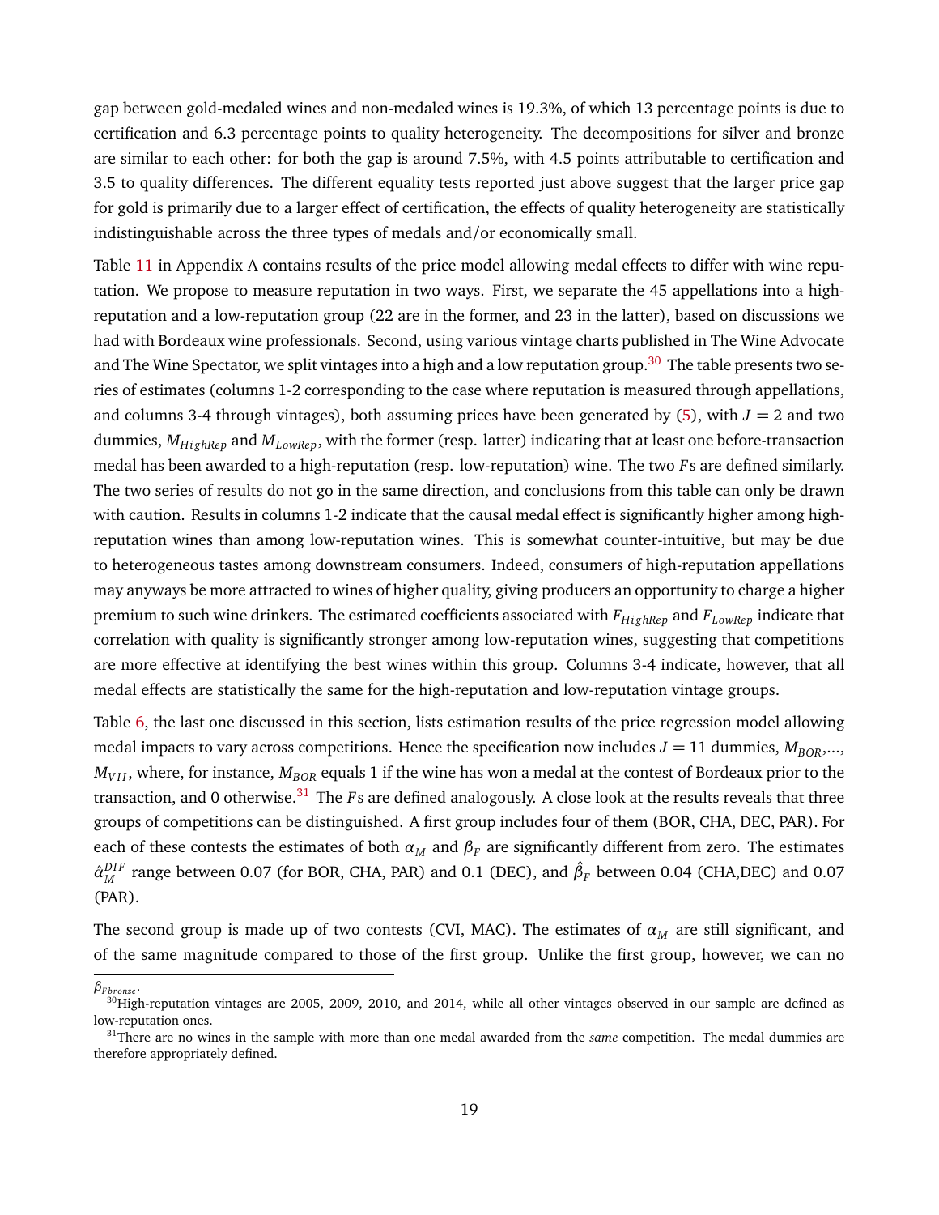gap between gold-medaled wines and non-medaled wines is 19.3%, of which 13 percentage points is due to certification and 6.3 percentage points to quality heterogeneity. The decompositions for silver and bronze are similar to each other: for both the gap is around 7.5%, with 4.5 points attributable to certification and 3.5 to quality differences. The different equality tests reported just above suggest that the larger price gap for gold is primarily due to a larger effect of certification, the effects of quality heterogeneity are statistically indistinguishable across the three types of medals and/or economically small.

Table 11 in Appendix A contains results of the price model allowing medal effects to differ with wine reputation. We propose to measure reputation in two ways. First, we separate the 45 appellations into a high-reputation and a low-reputation group (22 are in the former, and 23 in the latter), based on discussions we had with Bordeaux wine professionals. Second, using various vintage charts published in The Wine Advocate and The Wine Spectator, we split vintages into a high and a low reputation group.[30] The table presents two series of estimates (columns 1-2 corresponding to the case where reputation is measured through appellations, and columns 3-4 through vintages), both assuming prices have been generated by (5), with $J = 2$ and two dummies, $M_{HighRep}$ and $M_{LowRep}$, with the former (resp. latter) indicating that at least one before-transaction medal has been awarded to a high-reputation (resp. low-reputation) wine. The two $F$s are defined similarly. The two series of results do not go in the same direction, and conclusions from this table can only be drawn with caution. Results in columns 1-2 indicate that the causal medal effect is significantly higher among high-reputation wines than among low-reputation wines. This is somewhat counter-intuitive, but may be due to heterogeneous tastes among downstream consumers. Indeed, consumers of high-reputation appellations may anyways be more attracted to wines of higher quality, giving producers an opportunity to charge a higher premium to such wine drinkers. The estimated coefficients associated with $F_{HighRep}$ and $F_{LowRep}$ indicate that correlation with quality is significantly stronger among low-reputation wines, suggesting that competitions are more effective at identifying the best wines within this group. Columns 3-4 indicate, however, that all medal effects are statistically the same for the high-reputation and low-reputation vintage groups.

Table 6, the last one discussed in this section, lists estimation results of the price regression model allowing medal impacts to vary across competitions. Hence the specification now includes $J = 11$ dummies, $M_{BOR}$,..., $M_{VII}$, where, for instance, $M_{BOR}$ equals 1 if the wine has won a medal at the contest of Bordeaux prior to the transaction, and 0 otherwise.[31] The $F$s are defined analogously. A close look at the results reveals that three groups of competitions can be distinguished. A first group includes four of them (BOR, CHA, DEC, PAR). For each of these contests the estimates of both $\alpha_M$ and $\beta_F$ are significantly different from zero. The estimates $\hat{\alpha}_M^{DIF}$ range between 0.07 (for BOR, CHA, PAR) and 0.1 (DEC), and $\hat{\beta}_F$ between 0.04 (CHA,DEC) and 0.07 (PAR).

The second group is made up of two contests (CVI, MAC). The estimates of $\alpha_M$ are still significant, and of the same magnitude compared to those of the first group. Unlike the first group, however, we can no

$\beta_{Fbronze}$.

[30] High-reputation vintages are 2005, 2009, 2010, and 2014, while all other vintages observed in our sample are defined as low-reputation ones.

[31] There are no wines in the sample with more than one medal awarded from the *same* competition. The medal dummies are therefore appropriately defined.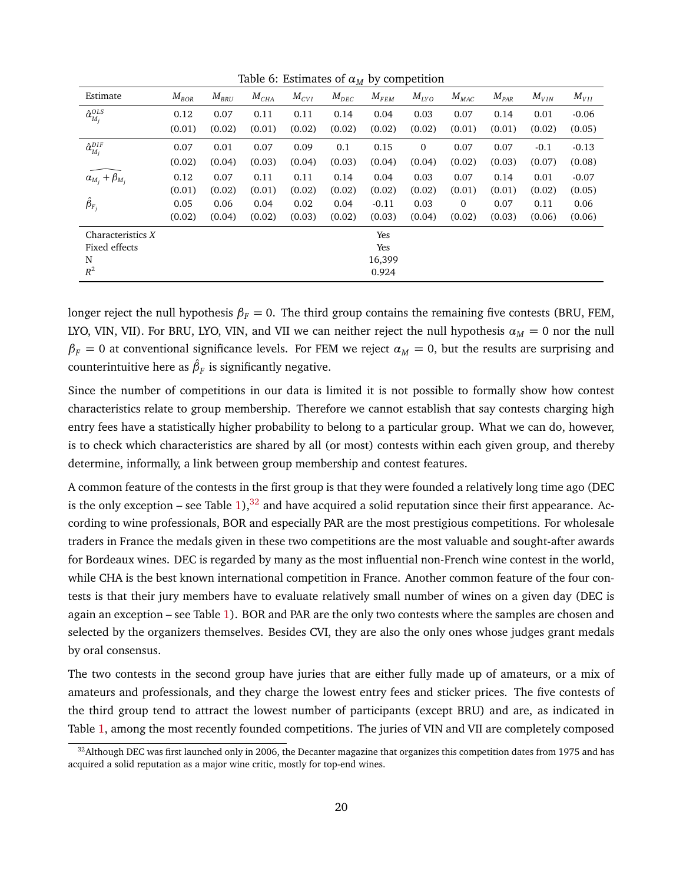Table 6: Estimates of $\alpha_M$ by competition

| Estimate | $M_{BOR}$ | $M_{BRU}$ | $M_{CHA}$ | $M_{CVI}$ | $M_{DEC}$ | $M_{FEM}$ | $M_{LYO}$ | $M_{MAC}$ | $M_{PAR}$ | $M_{VIN}$ | $M_{VII}$ |
|---|---|---|---|---|---|---|---|---|---|---|---|
| $\hat{\alpha}^{OLS}_{M_j}$ | 0.12 | 0.07 | 0.11 | 0.11 | 0.14 | 0.04 | 0.03 | 0.07 | 0.14 | 0.01 | -0.06 |
| | (0.01) | (0.02) | (0.01) | (0.02) | (0.02) | (0.02) | (0.02) | (0.01) | (0.01) | (0.02) | (0.05) |
| $\hat{\alpha}^{DIF}_{M_j}$ | 0.07 | 0.01 | 0.07 | 0.09 | 0.1 | 0.15 | 0 | 0.07 | 0.07 | -0.1 | -0.13 |
| | (0.02) | (0.04) | (0.03) | (0.04) | (0.03) | (0.04) | (0.04) | (0.02) | (0.03) | (0.07) | (0.08) |
| $\widehat{\alpha_{M_j} + \beta_{M_j}}$ | 0.12 | 0.07 | 0.11 | 0.11 | 0.14 | 0.04 | 0.03 | 0.07 | 0.14 | 0.01 | -0.07 |
| | (0.01) | (0.02) | (0.01) | (0.02) | (0.02) | (0.02) | (0.02) | (0.01) | (0.01) | (0.02) | (0.05) |
| $\hat{\beta}_{F_j}$ | 0.05 | 0.06 | 0.04 | 0.02 | 0.04 | -0.11 | 0.03 | 0 | 0.07 | 0.11 | 0.06 |
| | (0.02) | (0.04) | (0.02) | (0.03) | (0.02) | (0.03) | (0.04) | (0.02) | (0.03) | (0.06) | (0.06) |
| Characteristics $X$ | | | | | | Yes | | | | | |
| Fixed effects | | | | | | Yes | | | | | |
| N | | | | | | 16,399 | | | | | |
| $R^2$ | | | | | | 0.924 | | | | | |

longer reject the null hypothesis $\beta_F = 0$. The third group contains the remaining five contests (BRU, FEM, LYO, VIN, VII). For BRU, LYO, VIN, and VII we can neither reject the null hypothesis $\alpha_M = 0$ nor the null $\beta_F = 0$ at conventional significance levels. For FEM we reject $\alpha_M = 0$, but the results are surprising and counterintuitive here as $\hat{\beta}_F$ is significantly negative.

Since the number of competitions in our data is limited it is not possible to formally show how contest characteristics relate to group membership. Therefore we cannot establish that say contests charging high entry fees have a statistically higher probability to belong to a particular group. What we can do, however, is to check which characteristics are shared by all (or most) contests within each given group, and thereby determine, informally, a link between group membership and contest features.

A common feature of the contests in the first group is that they were founded a relatively long time ago (DEC is the only exception – see Table 1),[32] and have acquired a solid reputation since their first appearance. According to wine professionals, BOR and especially PAR are the most prestigious competitions. For wholesale traders in France the medals given in these two competitions are the most valuable and sought-after awards for Bordeaux wines. DEC is regarded by many as the most influential non-French wine contest in the world, while CHA is the best known international competition in France. Another common feature of the four contests is that their jury members have to evaluate relatively small number of wines on a given day (DEC is again an exception – see Table 1). BOR and PAR are the only two contests where the samples are chosen and selected by the organizers themselves. Besides CVI, they are also the only ones whose judges grant medals by oral consensus.

The two contests in the second group have juries that are either fully made up of amateurs, or a mix of amateurs and professionals, and they charge the lowest entry fees and sticker prices. The five contests of the third group tend to attract the lowest number of participants (except BRU) and are, as indicated in Table 1, among the most recently founded competitions. The juries of VIN and VII are completely composed

[32] Although DEC was first launched only in 2006, the Decanter magazine that organizes this competition dates from 1975 and has acquired a solid reputation as a major wine critic, mostly for top-end wines.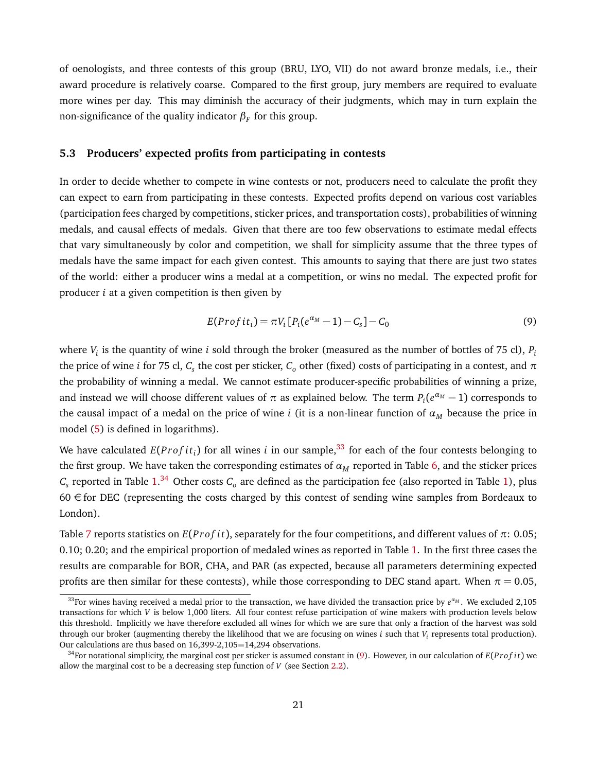of oenologists, and three contests of this group (BRU, LYO, VII) do not award bronze medals, i.e., their award procedure is relatively coarse. Compared to the first group, jury members are required to evaluate more wines per day. This may diminish the accuracy of their judgments, which may in turn explain the non-significance of the quality indicator $\beta_F$ for this group.

### 5.3 Producers' expected profits from participating in contests

In order to decide whether to compete in wine contests or not, producers need to calculate the profit they can expect to earn from participating in these contests. Expected profits depend on various cost variables (participation fees charged by competitions, sticker prices, and transportation costs), probabilities of winning medals, and causal effects of medals. Given that there are too few observations to estimate medal effects that vary simultaneously by color and competition, we shall for simplicity assume that the three types of medals have the same impact for each given contest. This amounts to saying that there are just two states of the world: either a producer wins a medal at a competition, or wins no medal. The expected profit for producer $i$ at a given competition is then given by

$$E(Profit_i) = \pi V_i \left[ P_i (e^{\alpha_M} - 1) - C_s \right] - C_0 \tag{9}$$

where $V_i$ is the quantity of wine $i$ sold through the broker (measured as the number of bottles of 75 cl), $P_i$ the price of wine $i$ for 75 cl, $C_s$ the cost per sticker, $C_o$ other (fixed) costs of participating in a contest, and $\pi$ the probability of winning a medal. We cannot estimate producer-specific probabilities of winning a prize, and instead we will choose different values of $\pi$ as explained below. The term $P_i(e^{\alpha_M} - 1)$ corresponds to the causal impact of a medal on the price of wine $i$ (it is a non-linear function of $\alpha_M$ because the price in model (5) is defined in logarithms).

We have calculated $E(Profit_i)$ for all wines $i$ in our sample,[33] for each of the four contests belonging to the first group. We have taken the corresponding estimates of $\alpha_M$ reported in Table 6, and the sticker prices $C_s$ reported in Table 1.[34] Other costs $C_o$ are defined as the participation fee (also reported in Table 1), plus 60 € for DEC (representing the costs charged by this contest of sending wine samples from Bordeaux to London).

Table 7 reports statistics on $E(Profit)$, separately for the four competitions, and different values of $\pi$: 0.05; 0.10; 0.20; and the empirical proportion of medaled wines as reported in Table 1. In the first three cases the results are comparable for BOR, CHA, and PAR (as expected, because all parameters determining expected profits are then similar for these contests), while those corresponding to DEC stand apart. When $\pi = 0.05$,

---

[33] For wines having received a medal prior to the transaction, we have divided the transaction price by $e^{\alpha_M}$. We excluded 2,105 transactions for which $V$ is below 1,000 liters. All four contest refuse participation of wine makers with production levels below this threshold. Implicitly we have therefore excluded all wines for which we are sure that only a fraction of the harvest was sold through our broker (augmenting thereby the likelihood that we are focusing on wines $i$ such that $V_i$ represents total production). Our calculations are thus based on 16,399-2,105=14,294 observations.

[34] For notational simplicity, the marginal cost per sticker is assumed constant in (9). However, in our calculation of $E(Profit)$ we allow the marginal cost to be a decreasing step function of $V$ (see Section 2.2).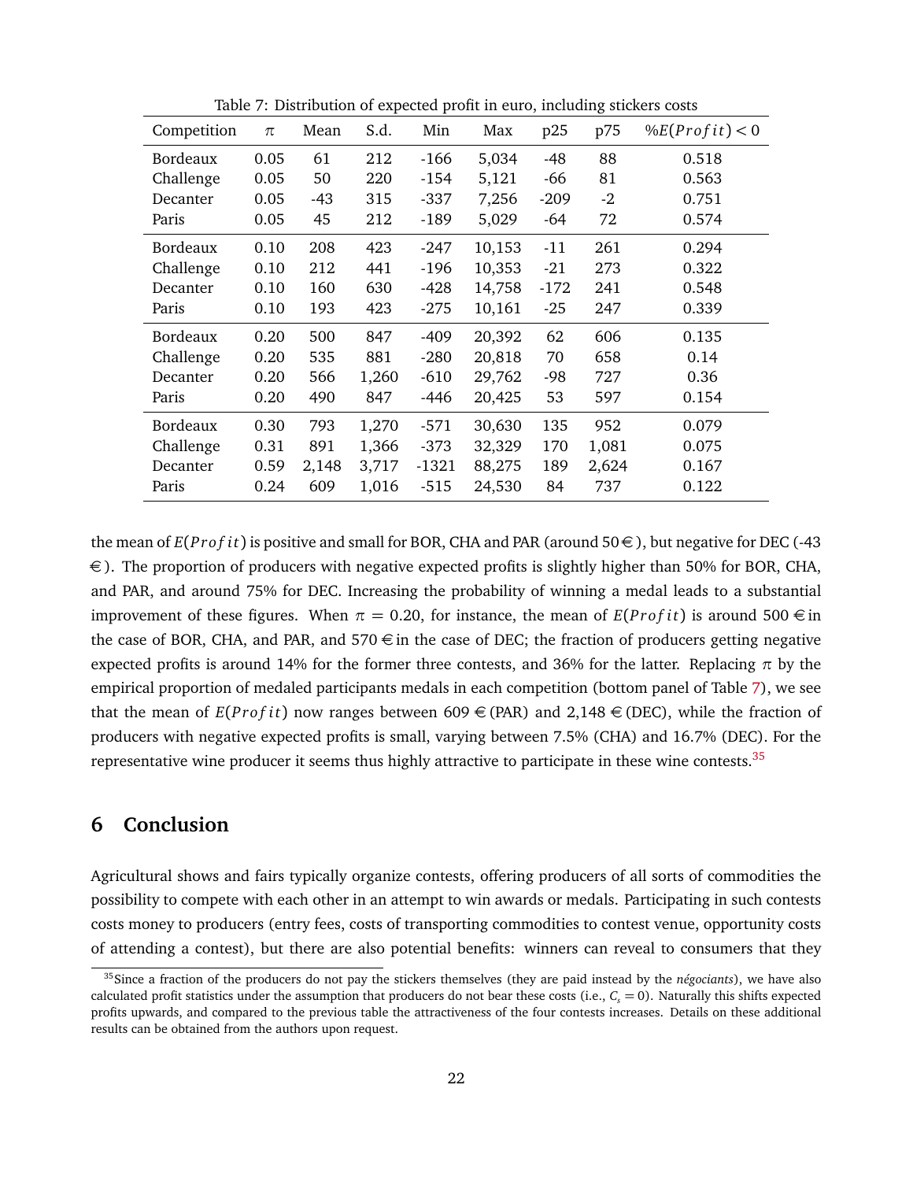Table 7: Distribution of expected profit in euro, including stickers costs

| Competition | $\pi$ | Mean | S.d. | Min | Max | p25 | p75 | $\%E(Profit) < 0$ |
|---|---|---|---|---|---|---|---|---|
| Bordeaux | 0.05 | 61 | 212 | -166 | 5,034 | -48 | 88 | 0.518 |
| Challenge | 0.05 | 50 | 220 | -154 | 5,121 | -66 | 81 | 0.563 |
| Decanter | 0.05 | -43 | 315 | -337 | 7,256 | -209 | -2 | 0.751 |
| Paris | 0.05 | 45 | 212 | -189 | 5,029 | -64 | 72 | 0.574 |
| Bordeaux | 0.10 | 208 | 423 | -247 | 10,153 | -11 | 261 | 0.294 |
| Challenge | 0.10 | 212 | 441 | -196 | 10,353 | -21 | 273 | 0.322 |
| Decanter | 0.10 | 160 | 630 | -428 | 14,758 | -172 | 241 | 0.548 |
| Paris | 0.10 | 193 | 423 | -275 | 10,161 | -25 | 247 | 0.339 |
| Bordeaux | 0.20 | 500 | 847 | -409 | 20,392 | 62 | 606 | 0.135 |
| Challenge | 0.20 | 535 | 881 | -280 | 20,818 | 70 | 658 | 0.14 |
| Decanter | 0.20 | 566 | 1,260 | -610 | 29,762 | -98 | 727 | 0.36 |
| Paris | 0.20 | 490 | 847 | -446 | 20,425 | 53 | 597 | 0.154 |
| Bordeaux | 0.30 | 793 | 1,270 | -571 | 30,630 | 135 | 952 | 0.079 |
| Challenge | 0.31 | 891 | 1,366 | -373 | 32,329 | 170 | 1,081 | 0.075 |
| Decanter | 0.59 | 2,148 | 3,717 | -1321 | 88,275 | 189 | 2,624 | 0.167 |
| Paris | 0.24 | 609 | 1,016 | -515 | 24,530 | 84 | 737 | 0.122 |

the mean of $E(Profit)$ is positive and small for BOR, CHA and PAR (around 50 €), but negative for DEC (-43 €). The proportion of producers with negative expected profits is slightly higher than 50% for BOR, CHA, and PAR, and around 75% for DEC. Increasing the probability of winning a medal leads to a substantial improvement of these figures. When $\pi = 0.20$, for instance, the mean of $E(Profit)$ is around 500 € in the case of BOR, CHA, and PAR, and 570 € in the case of DEC; the fraction of producers getting negative expected profits is around 14% for the former three contests, and 36% for the latter. Replacing $\pi$ by the empirical proportion of medaled participants medals in each competition (bottom panel of Table 7), we see that the mean of $E(Profit)$ now ranges between 609 € (PAR) and 2,148 € (DEC), while the fraction of producers with negative expected profits is small, varying between 7.5% (CHA) and 16.7% (DEC). For the representative wine producer it seems thus highly attractive to participate in these wine contests.[35]

## 6 Conclusion

Agricultural shows and fairs typically organize contests, offering producers of all sorts of commodities the possibility to compete with each other in an attempt to win awards or medals. Participating in such contests costs money to producers (entry fees, costs of transporting commodities to contest venue, opportunity costs of attending a contest), but there are also potential benefits: winners can reveal to consumers that they

[35] Since a fraction of the producers do not pay the stickers themselves (they are paid instead by the *négociants*), we have also calculated profit statistics under the assumption that producers do not bear these costs (i.e., $C_s = 0$). Naturally this shifts expected profits upwards, and compared to the previous table the attractiveness of the four contests increases. Details on these additional results can be obtained from the authors upon request.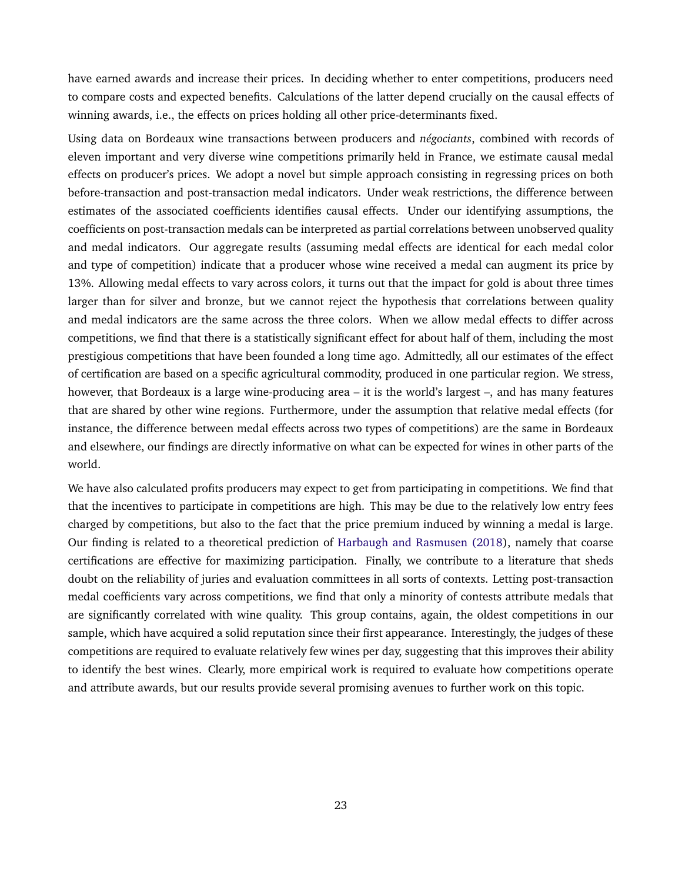have earned awards and increase their prices. In deciding whether to enter competitions, producers need to compare costs and expected benefits. Calculations of the latter depend crucially on the causal effects of winning awards, i.e., the effects on prices holding all other price-determinants fixed.

Using data on Bordeaux wine transactions between producers and *négociants*, combined with records of eleven important and very diverse wine competitions primarily held in France, we estimate causal medal effects on producer's prices. We adopt a novel but simple approach consisting in regressing prices on both before-transaction and post-transaction medal indicators. Under weak restrictions, the difference between estimates of the associated coefficients identifies causal effects. Under our identifying assumptions, the coefficients on post-transaction medals can be interpreted as partial correlations between unobserved quality and medal indicators. Our aggregate results (assuming medal effects are identical for each medal color and type of competition) indicate that a producer whose wine received a medal can augment its price by 13%. Allowing medal effects to vary across colors, it turns out that the impact for gold is about three times larger than for silver and bronze, but we cannot reject the hypothesis that correlations between quality and medal indicators are the same across the three colors. When we allow medal effects to differ across competitions, we find that there is a statistically significant effect for about half of them, including the most prestigious competitions that have been founded a long time ago. Admittedly, all our estimates of the effect of certification are based on a specific agricultural commodity, produced in one particular region. We stress, however, that Bordeaux is a large wine-producing area – it is the world's largest –, and has many features that are shared by other wine regions. Furthermore, under the assumption that relative medal effects (for instance, the difference between medal effects across two types of competitions) are the same in Bordeaux and elsewhere, our findings are directly informative on what can be expected for wines in other parts of the world.

We have also calculated profits producers may expect to get from participating in competitions. We find that that the incentives to participate in competitions are high. This may be due to the relatively low entry fees charged by competitions, but also to the fact that the price premium induced by winning a medal is large. Our finding is related to a theoretical prediction of Harbaugh and Rasmusen (2018), namely that coarse certifications are effective for maximizing participation. Finally, we contribute to a literature that sheds doubt on the reliability of juries and evaluation committees in all sorts of contexts. Letting post-transaction medal coefficients vary across competitions, we find that only a minority of contests attribute medals that are significantly correlated with wine quality. This group contains, again, the oldest competitions in our sample, which have acquired a solid reputation since their first appearance. Interestingly, the judges of these competitions are required to evaluate relatively few wines per day, suggesting that this improves their ability to identify the best wines. Clearly, more empirical work is required to evaluate how competitions operate and attribute awards, but our results provide several promising avenues to further work on this topic.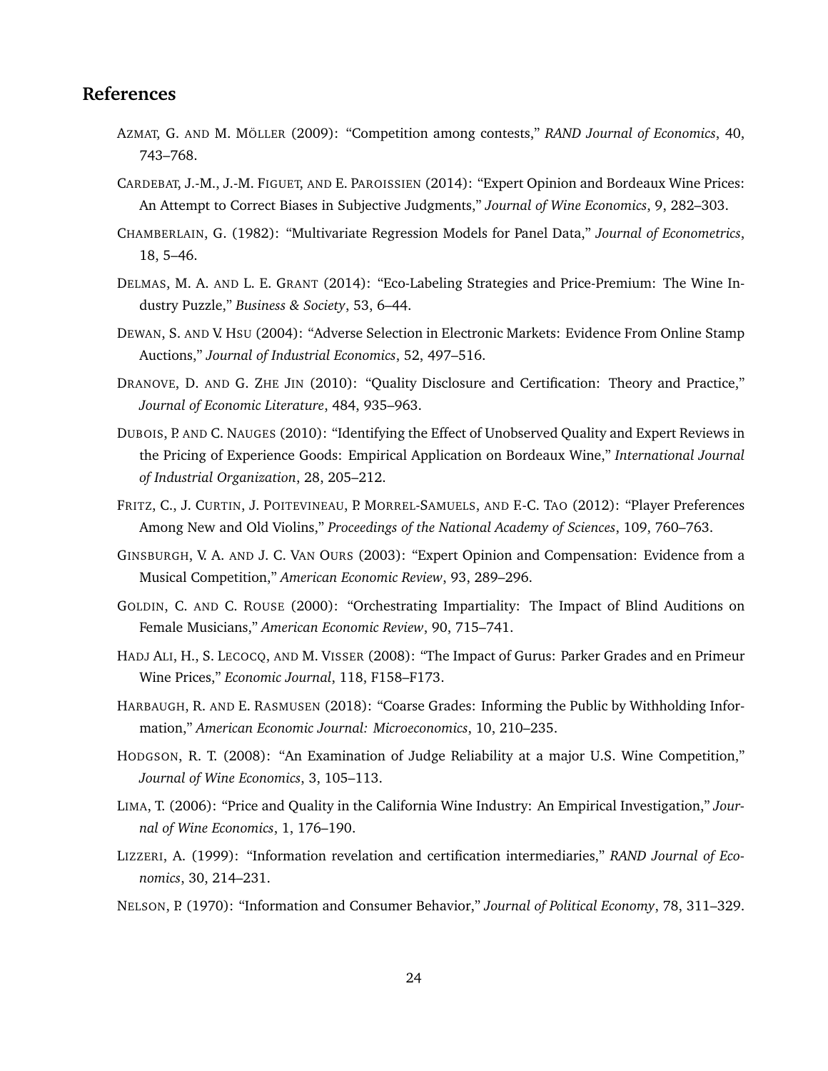## References

AZMAT, G. AND M. MÖLLER (2009): "Competition among contests," *RAND Journal of Economics*, 40, 743–768.

CARDEBAT, J.-M., J.-M. FIGUET, AND E. PAROISSIEN (2014): "Expert Opinion and Bordeaux Wine Prices: An Attempt to Correct Biases in Subjective Judgments," *Journal of Wine Economics*, 9, 282–303.

CHAMBERLAIN, G. (1982): "Multivariate Regression Models for Panel Data," *Journal of Econometrics*, 18, 5–46.

DELMAS, M. A. AND L. E. GRANT (2014): "Eco-Labeling Strategies and Price-Premium: The Wine Industry Puzzle," *Business & Society*, 53, 6–44.

DEWAN, S. AND V. HSU (2004): "Adverse Selection in Electronic Markets: Evidence From Online Stamp Auctions," *Journal of Industrial Economics*, 52, 497–516.

DRANOVE, D. AND G. ZHE JIN (2010): "Quality Disclosure and Certification: Theory and Practice," *Journal of Economic Literature*, 484, 935–963.

DUBOIS, P. AND C. NAUGES (2010): "Identifying the Effect of Unobserved Quality and Expert Reviews in the Pricing of Experience Goods: Empirical Application on Bordeaux Wine," *International Journal of Industrial Organization*, 28, 205–212.

FRITZ, C., J. CURTIN, J. POITEVINEAU, P. MORREL-SAMUELS, AND F.-C. TAO (2012): "Player Preferences Among New and Old Violins," *Proceedings of the National Academy of Sciences*, 109, 760–763.

GINSBURGH, V. A. AND J. C. VAN OURS (2003): "Expert Opinion and Compensation: Evidence from a Musical Competition," *American Economic Review*, 93, 289–296.

GOLDIN, C. AND C. ROUSE (2000): "Orchestrating Impartiality: The Impact of Blind Auditions on Female Musicians," *American Economic Review*, 90, 715–741.

HADJ ALI, H., S. LECOCQ, AND M. VISSER (2008): "The Impact of Gurus: Parker Grades and en Primeur Wine Prices," *Economic Journal*, 118, F158–F173.

HARBAUGH, R. AND E. RASMUSEN (2018): "Coarse Grades: Informing the Public by Withholding Information," *American Economic Journal: Microeconomics*, 10, 210–235.

HODGSON, R. T. (2008): "An Examination of Judge Reliability at a major U.S. Wine Competition," *Journal of Wine Economics*, 3, 105–113.

LIMA, T. (2006): "Price and Quality in the California Wine Industry: An Empirical Investigation," *Journal of Wine Economics*, 1, 176–190.

LIZZERI, A. (1999): "Information revelation and certification intermediaries," *RAND Journal of Economics*, 30, 214–231.

NELSON, P. (1970): "Information and Consumer Behavior," *Journal of Political Economy*, 78, 311–329.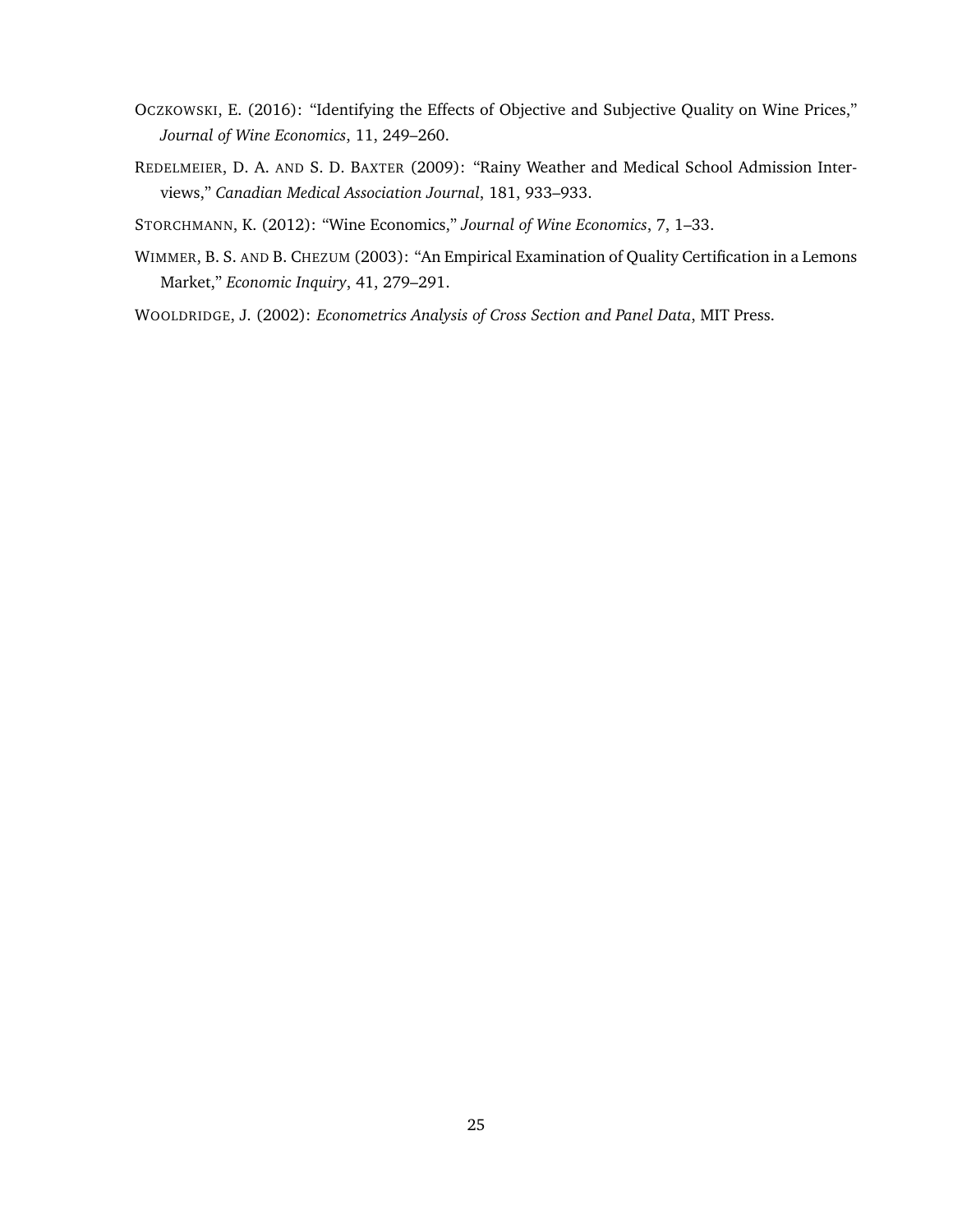OCZKOWSKI, E. (2016): "Identifying the Effects of Objective and Subjective Quality on Wine Prices," *Journal of Wine Economics*, 11, 249–260.

REDELMEIER, D. A. AND S. D. BAXTER (2009): "Rainy Weather and Medical School Admission Interviews," *Canadian Medical Association Journal*, 181, 933–933.

STORCHMANN, K. (2012): "Wine Economics," *Journal of Wine Economics*, 7, 1–33.

WIMMER, B. S. AND B. CHEZUM (2003): "An Empirical Examination of Quality Certification in a Lemons Market," *Economic Inquiry*, 41, 279–291.

WOOLDRIDGE, J. (2002): *Econometrics Analysis of Cross Section and Panel Data*, MIT Press.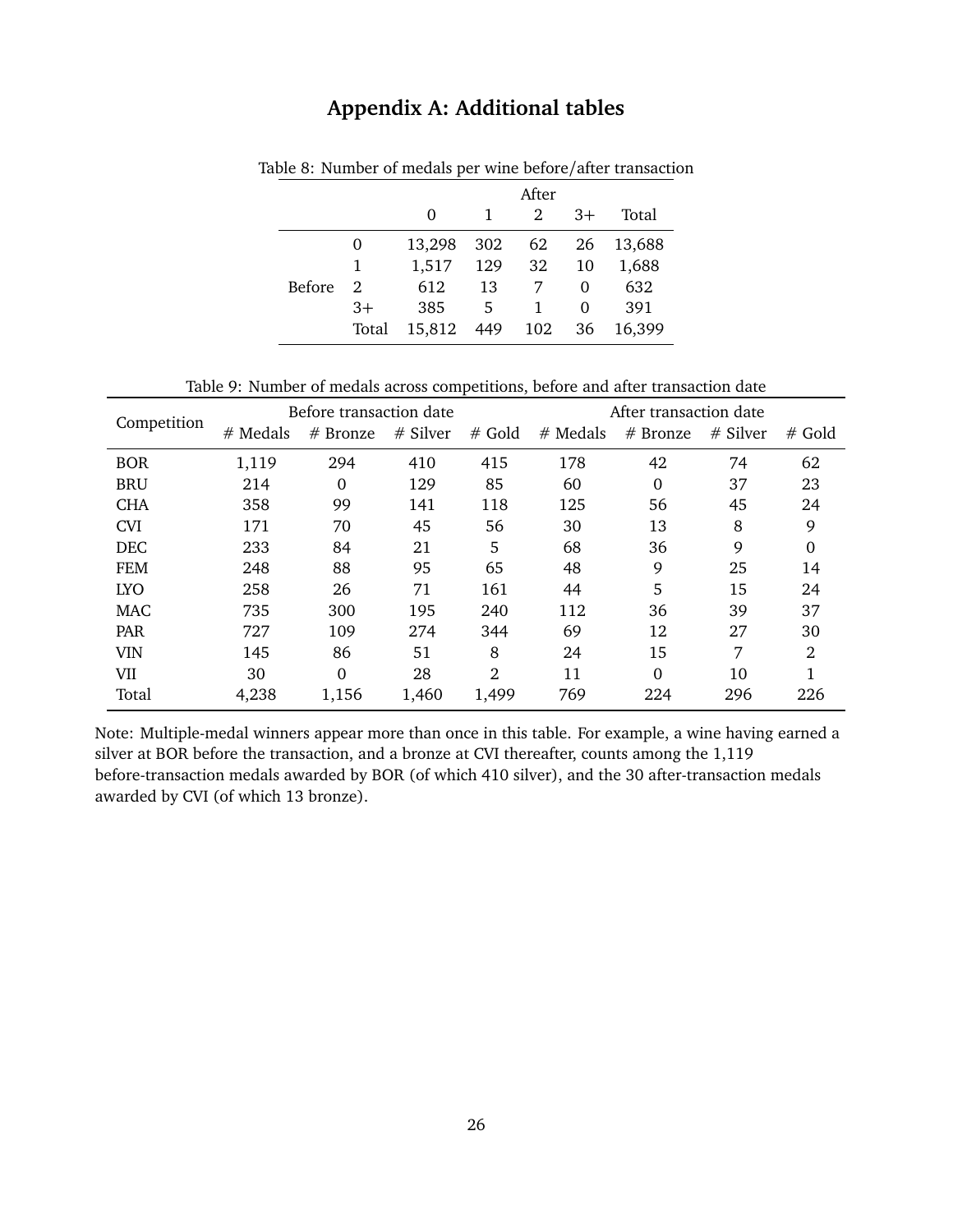# Appendix A: Additional tables

Table 8: Number of medals per wine before/after transaction

| | | After | | | | |
|---|---|---|---|---|---|---|
| | | 0 | 1 | 2 | 3+ | Total |
| Before | 0 | 13,298 | 302 | 62 | 26 | 13,688 |
| | 1 | 1,517 | 129 | 32 | 10 | 1,688 |
| | 2 | 612 | 13 | 7 | 0 | 632 |
| | 3+ | 385 | 5 | 1 | 0 | 391 |
| | Total | 15,812 | 449 | 102 | 36 | 16,399 |

Table 9: Number of medals across competitions, before and after transaction date

| Competition | Before transaction date | | | | After transaction date | | | |
|---|---|---|---|---|---|---|---|---|
| | # Medals | # Bronze | # Silver | # Gold | # Medals | # Bronze | # Silver | # Gold |
| BOR | 1,119 | 294 | 410 | 415 | 178 | 42 | 74 | 62 |
| BRU | 214 | 0 | 129 | 85 | 60 | 0 | 37 | 23 |
| CHA | 358 | 99 | 141 | 118 | 125 | 56 | 45 | 24 |
| CVI | 171 | 70 | 45 | 56 | 30 | 13 | 8 | 9 |
| DEC | 233 | 84 | 21 | 5 | 68 | 36 | 9 | 0 |
| FEM | 248 | 88 | 95 | 65 | 48 | 9 | 25 | 14 |
| LYO | 258 | 26 | 71 | 161 | 44 | 5 | 15 | 24 |
| MAC | 735 | 300 | 195 | 240 | 112 | 36 | 39 | 37 |
| PAR | 727 | 109 | 274 | 344 | 69 | 12 | 27 | 30 |
| VIN | 145 | 86 | 51 | 8 | 24 | 15 | 7 | 2 |
| VII | 30 | 0 | 28 | 2 | 11 | 0 | 10 | 1 |
| Total | 4,238 | 1,156 | 1,460 | 1,499 | 769 | 224 | 296 | 226 |

Note: Multiple-medal winners appear more than once in this table. For example, a wine having earned a silver at BOR before the transaction, and a bronze at CVI thereafter, counts among the 1,119 before-transaction medals awarded by BOR (of which 410 silver), and the 30 after-transaction medals awarded by CVI (of which 13 bronze).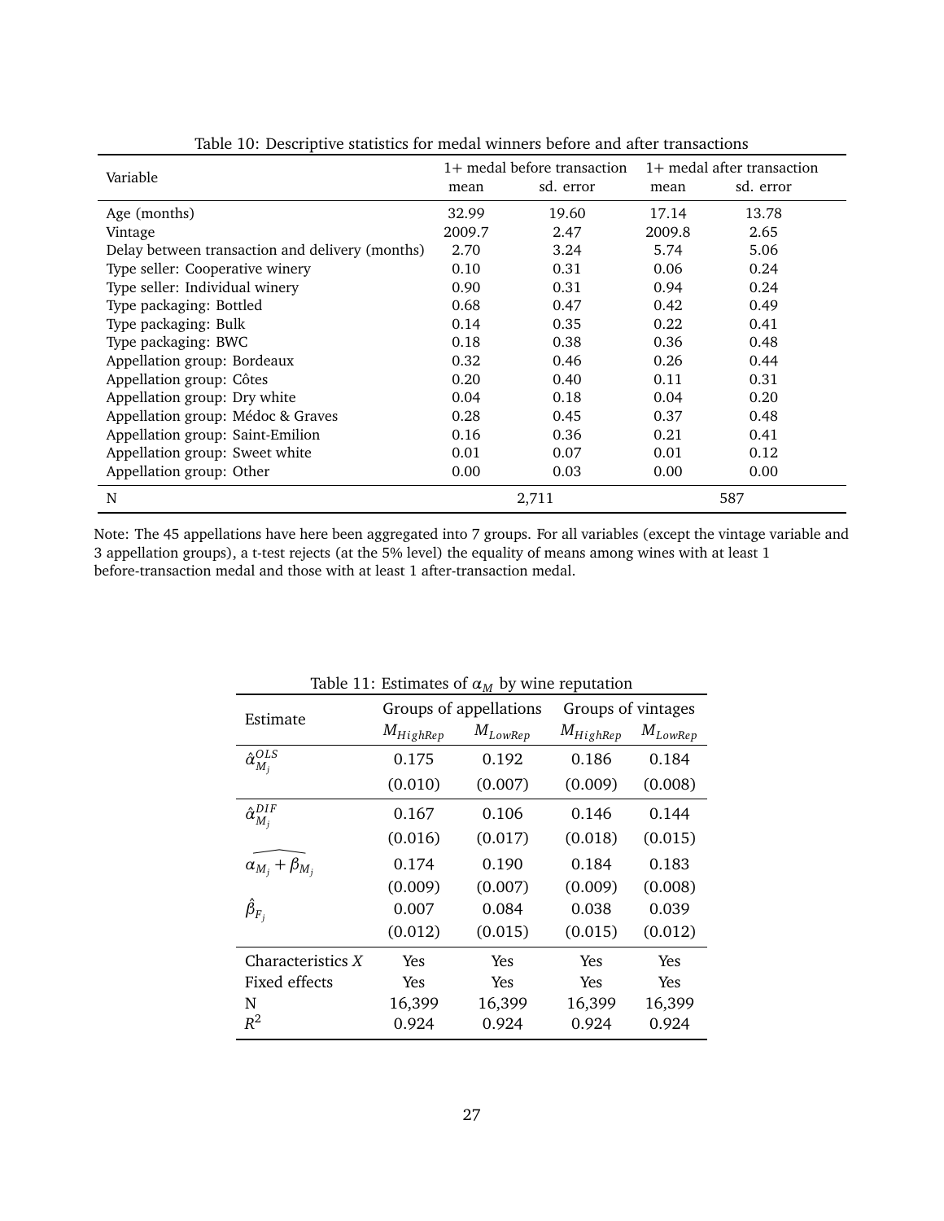Table 10: Descriptive statistics for medal winners before and after transactions

| Variable | 1+ medal before transaction | | 1+ medal after transaction | |
|---|---|---|---|---|
| | mean | sd. error | mean | sd. error |
| Age (months) | 32.99 | 19.60 | 17.14 | 13.78 |
| Vintage | 2009.7 | 2.47 | 2009.8 | 2.65 |
| Delay between transaction and delivery (months) | 2.70 | 3.24 | 5.74 | 5.06 |
| Type seller: Cooperative winery | 0.10 | 0.31 | 0.06 | 0.24 |
| Type seller: Individual winery | 0.90 | 0.31 | 0.94 | 0.24 |
| Type packaging: Bottled | 0.68 | 0.47 | 0.42 | 0.49 |
| Type packaging: Bulk | 0.14 | 0.35 | 0.22 | 0.41 |
| Type packaging: BWC | 0.18 | 0.38 | 0.36 | 0.48 |
| Appellation group: Bordeaux | 0.32 | 0.46 | 0.26 | 0.44 |
| Appellation group: Côtes | 0.20 | 0.40 | 0.11 | 0.31 |
| Appellation group: Dry white | 0.04 | 0.18 | 0.04 | 0.20 |
| Appellation group: Médoc & Graves | 0.28 | 0.45 | 0.37 | 0.48 |
| Appellation group: Saint-Emilion | 0.16 | 0.36 | 0.21 | 0.41 |
| Appellation group: Sweet white | 0.01 | 0.07 | 0.01 | 0.12 |
| Appellation group: Other | 0.00 | 0.03 | 0.00 | 0.00 |
| N | 2,711 | | 587 | |

Note: The 45 appellations have here been aggregated into 7 groups. For all variables (except the vintage variable and 3 appellation groups), a t-test rejects (at the 5% level) the equality of means among wines with at least 1 before-transaction medal and those with at least 1 after-transaction medal.

Table 11: Estimates of $\alpha_M$ by wine reputation

| Estimate | Groups of appellations | | Groups of vintages | |
|---|---|---|---|---|
| | $M_{HighRep}$ | $M_{LowRep}$ | $M_{HighRep}$ | $M_{LowRep}$ |
| $\hat{\alpha}^{OLS}_{M_j}$ | 0.175 | 0.192 | 0.186 | 0.184 |
| | (0.010) | (0.007) | (0.009) | (0.008) |
| $\hat{\alpha}^{DIF}_{M_j}$ | 0.167 | 0.106 | 0.146 | 0.144 |
| | (0.016) | (0.017) | (0.018) | (0.015) |
| $\widehat{\alpha_{M_j} + \beta_{M_j}}$ | 0.174 | 0.190 | 0.184 | 0.183 |
| | (0.009) | (0.007) | (0.009) | (0.008) |
| $\hat{\beta}_{F_j}$ | 0.007 | 0.084 | 0.038 | 0.039 |
| | (0.012) | (0.015) | (0.015) | (0.012) |
| Characteristics $X$ | Yes | Yes | Yes | Yes |
| Fixed effects | Yes | Yes | Yes | Yes |
| N | 16,399 | 16,399 | 16,399 | 16,399 |
| $R^2$ | 0.924 | 0.924 | 0.924 | 0.924 |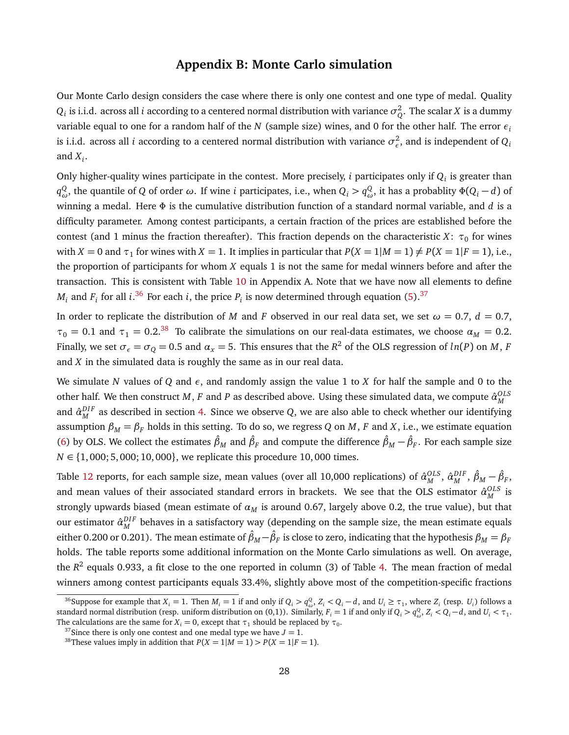# Appendix B: Monte Carlo simulation

Our Monte Carlo design considers the case where there is only one contest and one type of medal. Quality $Q_i$ is i.i.d. across all $i$ according to a centered normal distribution with variance $\sigma_Q^2$. The scalar $X$ is a dummy variable equal to one for a random half of the $N$ (sample size) wines, and 0 for the other half. The error $\epsilon_i$ is i.i.d. across all $i$ according to a centered normal distribution with variance $\sigma_\epsilon^2$, and is independent of $Q_i$ and $X_i$.

Only higher-quality wines participate in the contest. More precisely, $i$ participates only if $Q_i$ is greater than $q_\omega^Q$, the quantile of $Q$ of order $\omega$. If wine $i$ participates, i.e., when $Q_i > q_\omega^Q$, it has a probablity $\Phi(Q_i - d)$ of winning a medal. Here $\Phi$ is the cumulative distribution function of a standard normal variable, and $d$ is a difficulty parameter. Among contest participants, a certain fraction of the prices are established before the contest (and 1 minus the fraction thereafter). This fraction depends on the characteristic $X$: $\tau_0$ for wines with $X = 0$ and $\tau_1$ for wines with $X = 1$. It implies in particular that $P(X = 1|M = 1) \neq P(X = 1|F = 1)$, i.e., the proportion of participants for whom $X$ equals 1 is not the same for medal winners before and after the transaction. This is consistent with Table 10 in Appendix A. Note that we have now all elements to define $M_i$ and $F_i$ for all $i$.[36] For each $i$, the price $P_i$ is now determined through equation (5).[37]

In order to replicate the distribution of $M$ and $F$ observed in our real data set, we set $\omega = 0.7$, $d = 0.7$, $\tau_0 = 0.1$ and $\tau_1 = 0.2$.[38] To calibrate the simulations on our real-data estimates, we choose $\alpha_M = 0.2$. Finally, we set $\sigma_\epsilon = \sigma_Q = 0.5$ and $\alpha_x = 5$. This ensures that the $R^2$ of the OLS regression of $ln(P)$ on $M$, $F$ and $X$ in the simulated data is roughly the same as in our real data.

We simulate $N$ values of $Q$ and $\epsilon$, and randomly assign the value 1 to $X$ for half the sample and 0 to the other half. We then construct $M$, $F$ and $P$ as described above. Using these simulated data, we compute $\hat{\alpha}_M^{OLS}$ and $\hat{\alpha}_M^{DIF}$ as described in section 4. Since we observe $Q$, we are also able to check whether our identifying assumption $\beta_M = \beta_F$ holds in this setting. To do so, we regress $Q$ on $M$, $F$ and $X$, i.e., we estimate equation (6) by OLS. We collect the estimates $\hat{\beta}_M$ and $\hat{\beta}_F$ and compute the difference $\hat{\beta}_M - \hat{\beta}_F$. For each sample size $N \in \{1,000; 5,000; 10,000\}$, we replicate this procedure 10,000 times.

Table 12 reports, for each sample size, mean values (over all 10,000 replications) of $\hat{\alpha}_M^{OLS}$, $\hat{\alpha}_M^{DIF}$, $\hat{\beta}_M - \hat{\beta}_F$, and mean values of their associated standard errors in brackets. We see that the OLS estimator $\hat{\alpha}_M^{OLS}$ is strongly upwards biased (mean estimate of $\alpha_M$ is around 0.67, largely above 0.2, the true value), but that our estimator $\hat{\alpha}_M^{DIF}$ behaves in a satisfactory way (depending on the sample size, the mean estimate equals either 0.200 or 0.201). The mean estimate of $\hat{\beta}_M - \hat{\beta}_F$ is close to zero, indicating that the hypothesis $\beta_M = \beta_F$ holds. The table reports some additional information on the Monte Carlo simulations as well. On average, the $R^2$ equals 0.933, a fit close to the one reported in column (3) of Table 4. The mean fraction of medal winners among contest participants equals 33.4%, slightly above most of the competition-specific fractions

[36] Suppose for example that $X_i = 1$. Then $M_i = 1$ if and only if $Q_i > q_\omega^Q$, $Z_i < Q_i - d$, and $U_i \geq \tau_1$, where $Z_i$ (resp. $U_i$) follows a standard normal distribution (resp. uniform distribution on (0,1)). Similarly, $F_i = 1$ if and only if $Q_i > q_\omega^Q$, $Z_i < Q_i - d$, and $U_i < \tau_1$. The calculations are the same for $X_i = 0$, except that $\tau_1$ should be replaced by $\tau_0$.

[37] Since there is only one contest and one medal type we have $J = 1$.

[38] These values imply in addition that $P(X = 1|M = 1) > P(X = 1|F = 1)$.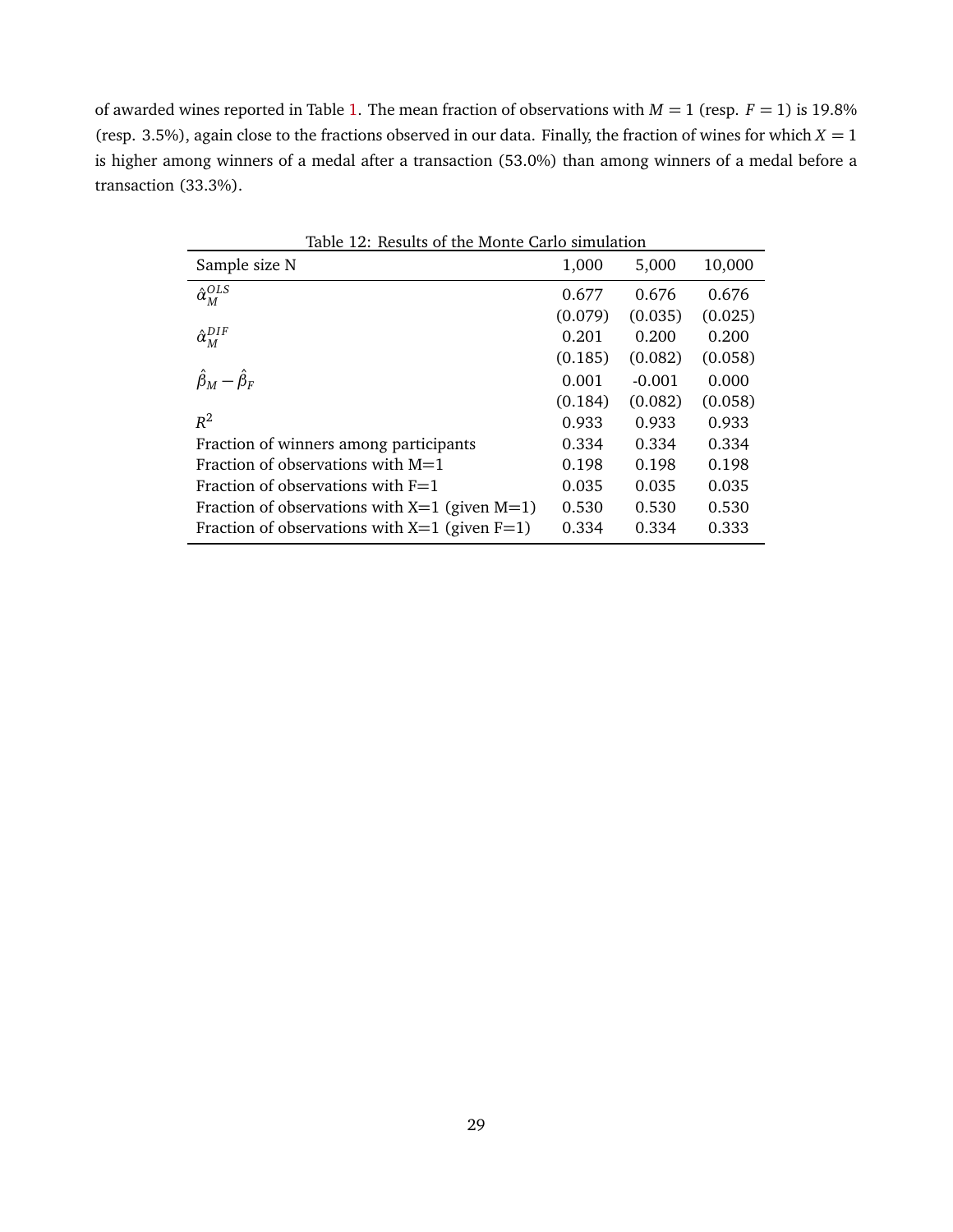of awarded wines reported in Table 1. The mean fraction of observations with $M = 1$ (resp. $F = 1$) is 19.8% (resp. 3.5%), again close to the fractions observed in our data. Finally, the fraction of wines for which $X = 1$ is higher among winners of a medal after a transaction (53.0%) than among winners of a medal before a transaction (33.3%).

Table 12: Results of the Monte Carlo simulation

| Sample size N | 1,000 | 5,000 | 10,000 |
|---|---|---|---|
| $\hat{\alpha}_M^{OLS}$ | 0.677 | 0.676 | 0.676 |
| | (0.079) | (0.035) | (0.025) |
| $\hat{\alpha}_M^{DIF}$ | 0.201 | 0.200 | 0.200 |
| | (0.185) | (0.082) | (0.058) |
| $\hat{\beta}_M - \hat{\beta}_F$ | 0.001 | -0.001 | 0.000 |
| | (0.184) | (0.082) | (0.058) |
| $R^2$ | 0.933 | 0.933 | 0.933 |
| Fraction of winners among participants | 0.334 | 0.334 | 0.334 |
| Fraction of observations with M=1 | 0.198 | 0.198 | 0.198 |
| Fraction of observations with F=1 | 0.035 | 0.035 | 0.035 |
| Fraction of observations with X=1 (given M=1) | 0.530 | 0.530 | 0.530 |
| Fraction of observations with X=1 (given F=1) | 0.334 | 0.334 | 0.333 |